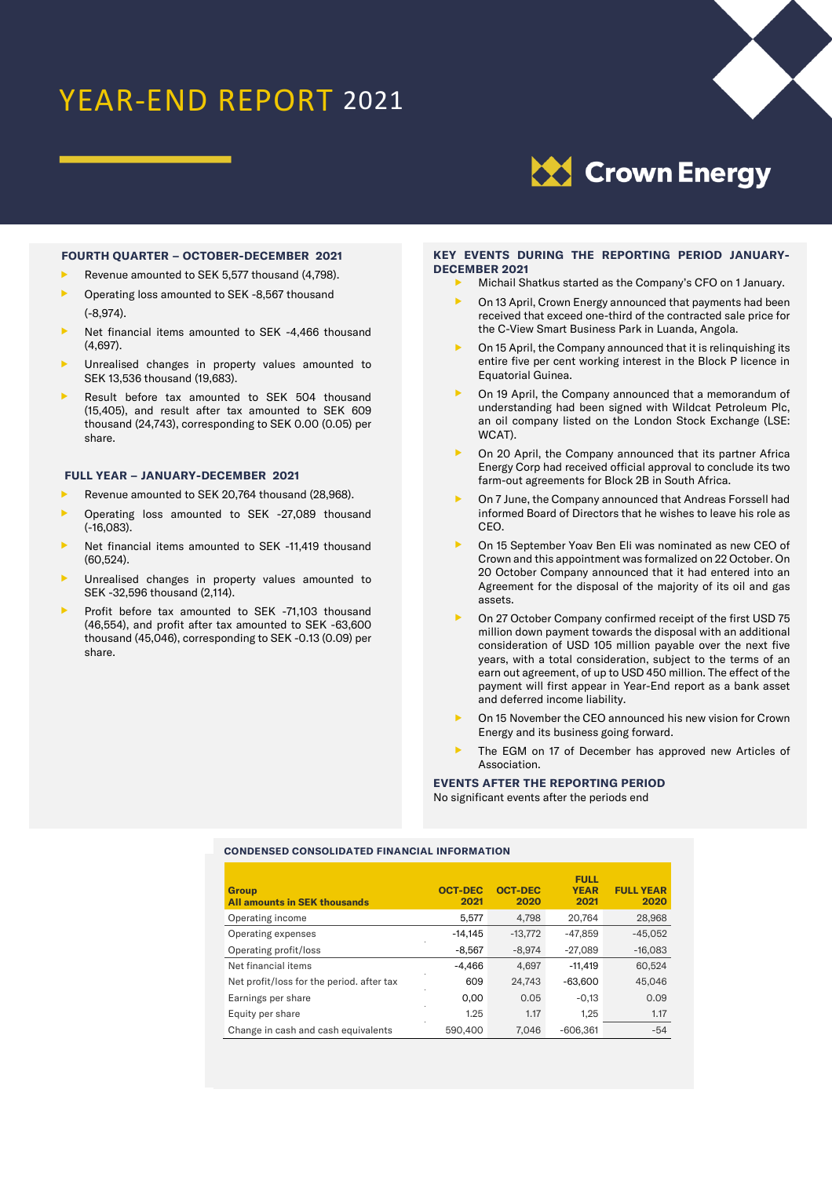# YEAR-END REPORT 2021

Crown Energy

## FOURTH QUARTER – OCTOBER-DECEMBER 2021

- Revenue amounted to SEK 5,577 thousand (4,798).
- Operating loss amounted to SEK -8,567 thousand (-8,974).
- Net financial items amounted to SEK -4,466 thousand (4,697).
- Unrealised changes in property values amounted to SEK 13,536 thousand (19,683).
- Result before tax amounted to SEK 504 thousand (15,405), and result after tax amounted to SEK 609 thousand (24,743), corresponding to SEK 0.00 (0.05) per share.

## FULL YEAR – JANUARY-DECEMBER 2021

- Revenue amounted to SEK 20,764 thousand (28,968).
- Operating loss amounted to SEK -27,089 thousand (-16,083).
- Net financial items amounted to SEK -11,419 thousand (60,524).
- Unrealised changes in property values amounted to SEK -32,596 thousand (2,114).
- Profit before tax amounted to SEK -71,103 thousand (46,554), and profit after tax amounted to SEK -63,600 thousand (45,046), corresponding to SEK -0.13 (0.09) per share.

## KEY EVENTS DURING THE REPORTING PERIOD JANUARY-DECEMBER 2021

- Michail Shatkus started as the Company's CFO on 1 January.
- On 13 April, Crown Energy announced that payments had been received that exceed one-third of the contracted sale price for the C-View Smart Business Park in Luanda, Angola.
- On 15 April, the Company announced that it is relinquishing its entire five per cent working interest in the Block P licence in Equatorial Guinea.
- On 19 April, the Company announced that a memorandum of understanding had been signed with Wildcat Petroleum Plc, an oil company listed on the London Stock Exchange (LSE: WCAT).
- On 20 April, the Company announced that its partner Africa Energy Corp had received official approval to conclude its two farm-out agreements for Block 2B in South Africa.
- On 7 June, the Company announced that Andreas Forssell had informed Board of Directors that he wishes to leave his role as CEO.
- On 15 September Yoav Ben Eli was nominated as new CEO of Crown and this appointment was formalized on 22 October. On 20 October Company announced that it had entered into an Agreement for the disposal of the majority of its oil and gas assets.
- On 27 October Company confirmed receipt of the first USD 75 million down payment towards the disposal with an additional consideration of USD 105 million payable over the next five years, with a total consideration, subject to the terms of an earn out agreement, of up to USD 450 million. The effect of the payment will first appear in Year-End report as a bank asset and deferred income liability.
- On 15 November the CEO announced his new vision for Crown Energy and its business going forward.
- The EGM on 17 of December has approved new Articles of Association.

## EVENTS AFTER THE REPORTING PERIOD

No significant events after the periods end

## CONDENSED CONSOLIDATED FINANCIAL INFORMATION

| Group<br>All amounts in SEK thousands | OCT-DEC 2021 | OCT-DEC 2020 | FULL YEAR 2021 | FULL YEAR 2020 |
|---|---|---|---|---|
| Operating income | 5,577 | 4,798 | 20,764 | 28,968 |
| Operating expenses | -14,145 | -13,772 | -47,859 | -45,052 |
| Operating profit/loss | -8,567 | -8,974 | -27,089 | -16,083 |
| Net financial items | -4,466 | 4,697 | -11,419 | 60,524 |
| Net profit/loss for the period. after tax | 609 | 24,743 | -63,600 | 45,046 |
| Earnings per share | 0,00 | 0.05 | -0,13 | 0.09 |
| Equity per share | 1.25 | 1.17 | 1,25 | 1.17 |
| Change in cash and cash equivalents | 590,400 | 7,046 | -606,361 | -54 |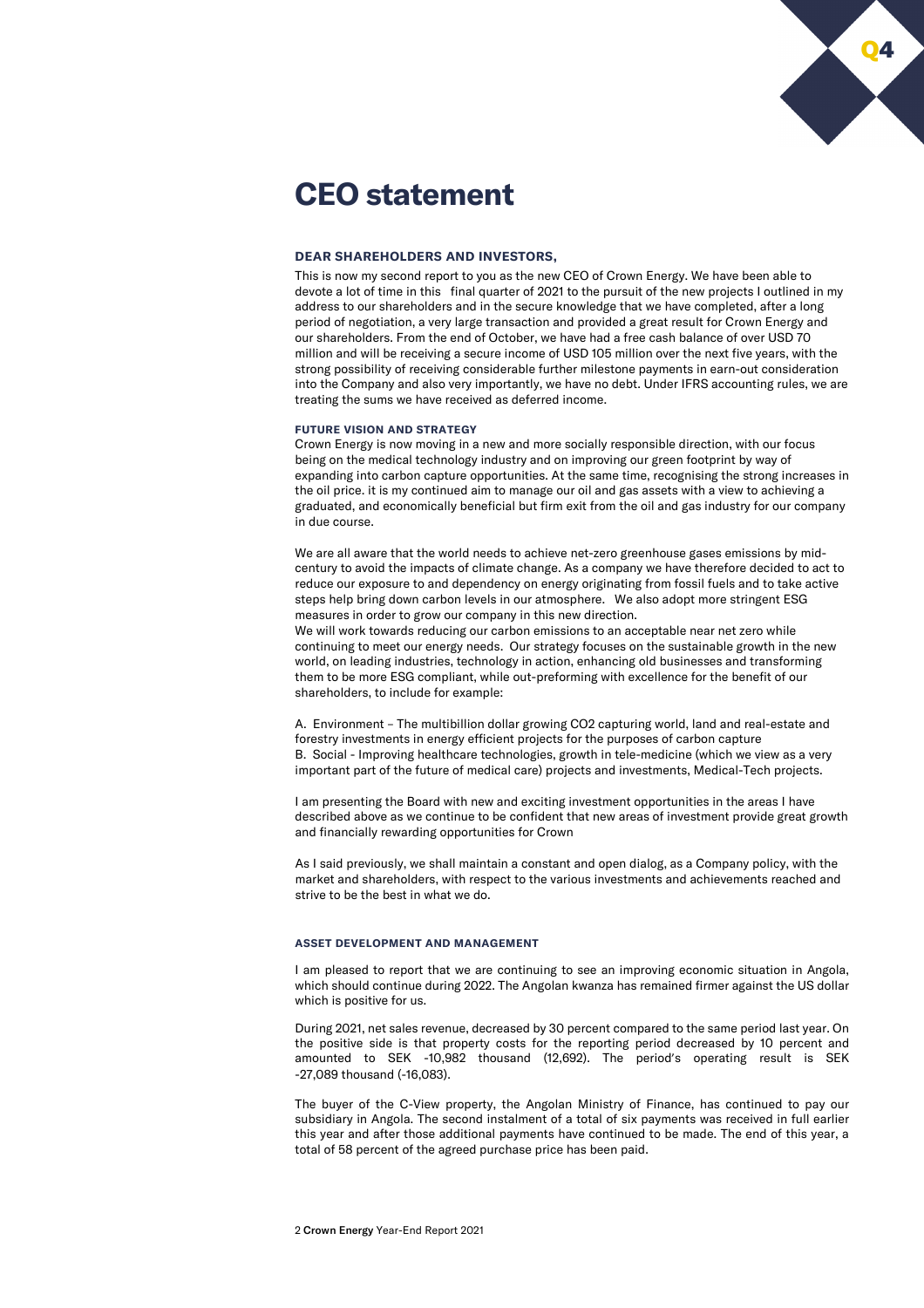# CEO statement

## DEAR SHAREHOLDERS AND INVESTORS,

This is now my second report to you as the new CEO of Crown Energy. We have been able to devote a lot of time in this final quarter of 2021 to the pursuit of the new projects I outlined in my address to our shareholders and in the secure knowledge that we have completed, after a long period of negotiation, a very large transaction and provided a great result for Crown Energy and our shareholders. From the end of October, we have had a free cash balance of over USD 70 million and will be receiving a secure income of USD 105 million over the next five years, with the strong possibility of receiving considerable further milestone payments in earn-out consideration into the Company and also very importantly, we have no debt. Under IFRS accounting rules, we are treating the sums we have received as deferred income.

### FUTURE VISION AND STRATEGY

Crown Energy is now moving in a new and more socially responsible direction, with our focus being on the medical technology industry and on improving our green footprint by way of expanding into carbon capture opportunities. At the same time, recognising the strong increases in the oil price. it is my continued aim to manage our oil and gas assets with a view to achieving a graduated, and economically beneficial but firm exit from the oil and gas industry for our company in due course.

We are all aware that the world needs to achieve net-zero greenhouse gases emissions by mid-century to avoid the impacts of climate change. As a company we have therefore decided to act to reduce our exposure to and dependency on energy originating from fossil fuels and to take active steps help bring down carbon levels in our atmosphere. We also adopt more stringent ESG measures in order to grow our company in this new direction.

We will work towards reducing our carbon emissions to an acceptable near net zero while continuing to meet our energy needs. Our strategy focuses on the sustainable growth in the new world, on leading industries, technology in action, enhancing old businesses and transforming them to be more ESG compliant, while out-preforming with excellence for the benefit of our shareholders, to include for example:

A. Environment – The multibillion dollar growing CO2 capturing world, land and real-estate and forestry investments in energy efficient projects for the purposes of carbon capture
B. Social - Improving healthcare technologies, growth in tele-medicine (which we view as a very important part of the future of medical care) projects and investments, Medical-Tech projects.

I am presenting the Board with new and exciting investment opportunities in the areas I have described above as we continue to be confident that new areas of investment provide great growth and financially rewarding opportunities for Crown

As I said previously, we shall maintain a constant and open dialog, as a Company policy, with the market and shareholders, with respect to the various investments and achievements reached and strive to be the best in what we do.

### ASSET DEVELOPMENT AND MANAGEMENT

I am pleased to report that we are continuing to see an improving economic situation in Angola, which should continue during 2022. The Angolan kwanza has remained firmer against the US dollar which is positive for us.

During 2021, net sales revenue, decreased by 30 percent compared to the same period last year. On the positive side is that property costs for the reporting period decreased by 10 percent and amounted to SEK -10,982 thousand (12,692). The period's operating result is SEK -27,089 thousand (-16,083).

The buyer of the C-View property, the Angolan Ministry of Finance, has continued to pay our subsidiary in Angola. The second instalment of a total of six payments was received in full earlier this year and after those additional payments have continued to be made. The end of this year, a total of 58 percent of the agreed purchase price has been paid.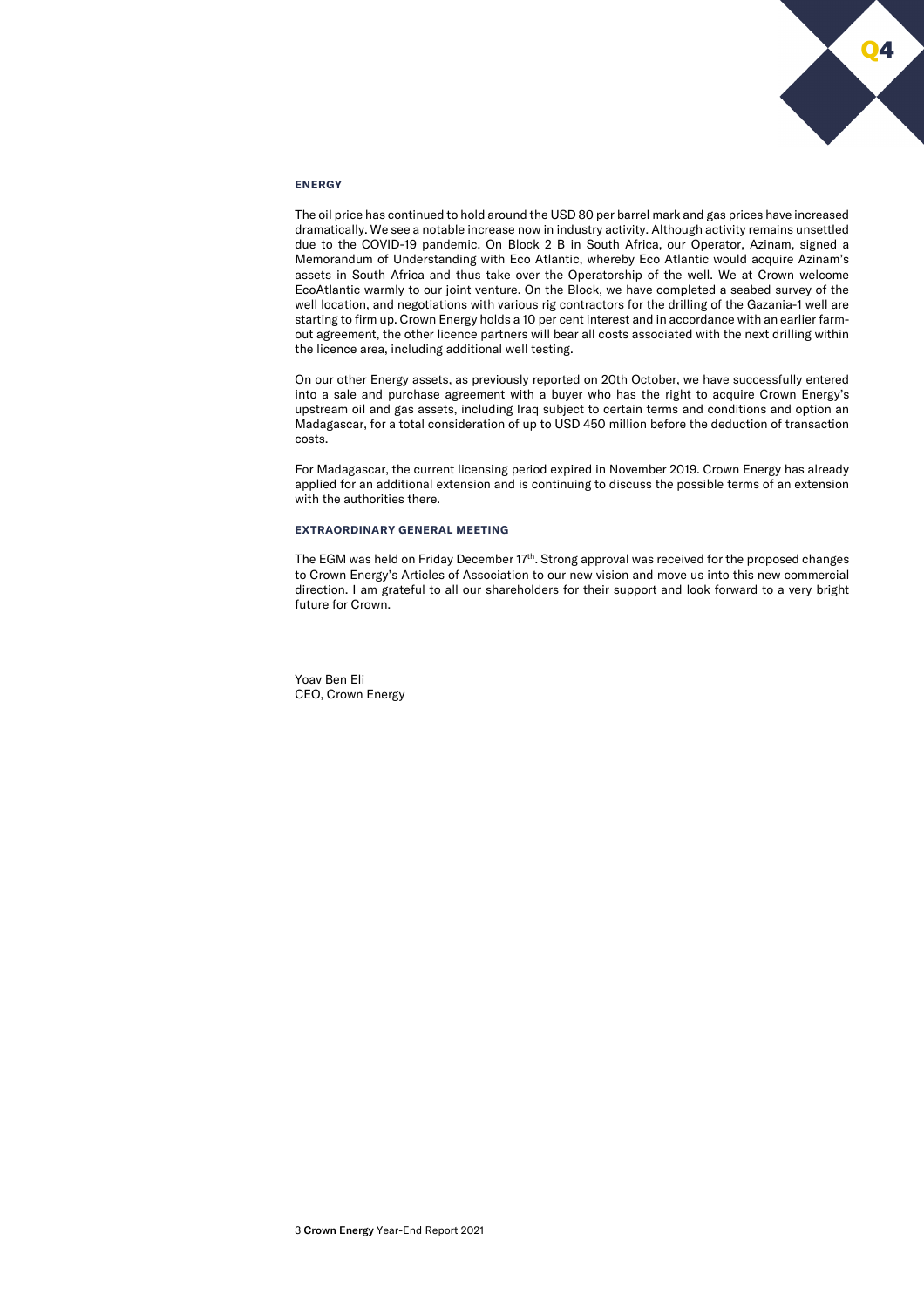## ENERGY

The oil price has continued to hold around the USD 80 per barrel mark and gas prices have increased dramatically. We see a notable increase now in industry activity. Although activity remains unsettled due to the COVID-19 pandemic. On Block 2 B in South Africa, our Operator, Azinam, signed a Memorandum of Understanding with Eco Atlantic, whereby Eco Atlantic would acquire Azinam's assets in South Africa and thus take over the Operatorship of the well. We at Crown welcome EcoAtlantic warmly to our joint venture. On the Block, we have completed a seabed survey of the well location, and negotiations with various rig contractors for the drilling of the Gazania-1 well are starting to firm up. Crown Energy holds a 10 per cent interest and in accordance with an earlier farm-out agreement, the other licence partners will bear all costs associated with the next drilling within the licence area, including additional well testing.

On our other Energy assets, as previously reported on 20th October, we have successfully entered into a sale and purchase agreement with a buyer who has the right to acquire Crown Energy's upstream oil and gas assets, including Iraq subject to certain terms and conditions and option an Madagascar, for a total consideration of up to USD 450 million before the deduction of transaction costs.

For Madagascar, the current licensing period expired in November 2019. Crown Energy has already applied for an additional extension and is continuing to discuss the possible terms of an extension with the authorities there.

## EXTRAORDINARY GENERAL MEETING

The EGM was held on Friday December 17th. Strong approval was received for the proposed changes to Crown Energy's Articles of Association to our new vision and move us into this new commercial direction. I am grateful to all our shareholders for their support and look forward to a very bright future for Crown.

Yoav Ben Eli
CEO, Crown Energy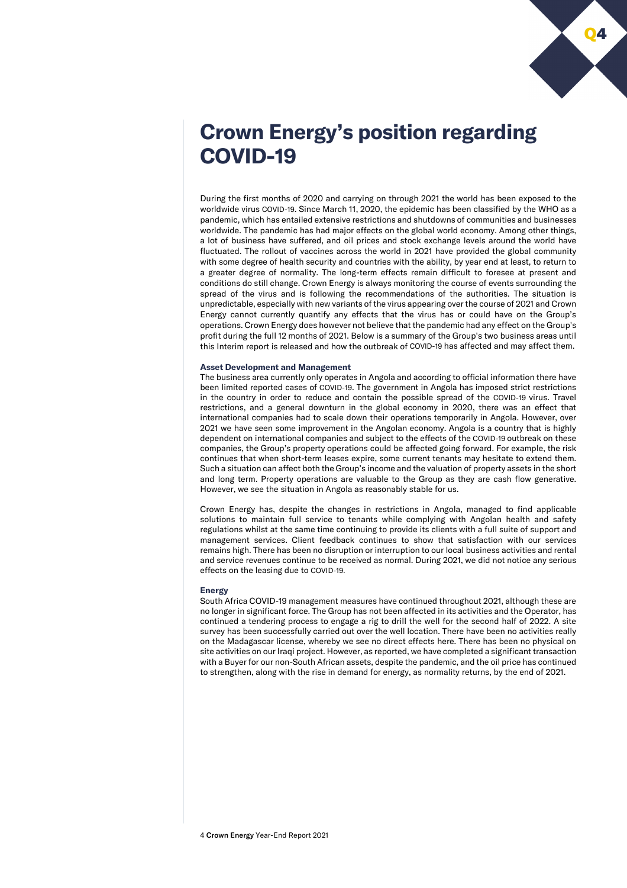# Crown Energy's position regarding COVID-19

During the first months of 2020 and carrying on through 2021 the world has been exposed to the worldwide virus COVID-19. Since March 11, 2020, the epidemic has been classified by the WHO as a pandemic, which has entailed extensive restrictions and shutdowns of communities and businesses worldwide. The pandemic has had major effects on the global world economy. Among other things, a lot of business have suffered, and oil prices and stock exchange levels around the world have fluctuated. The rollout of vaccines across the world in 2021 have provided the global community with some degree of health security and countries with the ability, by year end at least, to return to a greater degree of normality. The long-term effects remain difficult to foresee at present and conditions do still change. Crown Energy is always monitoring the course of events surrounding the spread of the virus and is following the recommendations of the authorities. The situation is unpredictable, especially with new variants of the virus appearing over the course of 2021 and Crown Energy cannot currently quantify any effects that the virus has or could have on the Group's operations. Crown Energy does however not believe that the pandemic had any effect on the Group's profit during the full 12 months of 2021. Below is a summary of the Group's two business areas until this Interim report is released and how the outbreak of COVID-19 has affected and may affect them.

### Asset Development and Management

The business area currently only operates in Angola and according to official information there have been limited reported cases of COVID-19. The government in Angola has imposed strict restrictions in the country in order to reduce and contain the possible spread of the COVID-19 virus. Travel restrictions, and a general downturn in the global economy in 2020, there was an effect that international companies had to scale down their operations temporarily in Angola. However, over 2021 we have seen some improvement in the Angolan economy. Angola is a country that is highly dependent on international companies and subject to the effects of the COVID-19 outbreak on these companies, the Group's property operations could be affected going forward. For example, the risk continues that when short-term leases expire, some current tenants may hesitate to extend them. Such a situation can affect both the Group's income and the valuation of property assets in the short and long term. Property operations are valuable to the Group as they are cash flow generative. However, we see the situation in Angola as reasonably stable for us.

Crown Energy has, despite the changes in restrictions in Angola, managed to find applicable solutions to maintain full service to tenants while complying with Angolan health and safety regulations whilst at the same time continuing to provide its clients with a full suite of support and management services. Client feedback continues to show that satisfaction with our services remains high. There has been no disruption or interruption to our local business activities and rental and service revenues continue to be received as normal. During 2021, we did not notice any serious effects on the leasing due to COVID-19.

### Energy

South Africa COVID-19 management measures have continued throughout 2021, although these are no longer in significant force. The Group has not been affected in its activities and the Operator, has continued a tendering process to engage a rig to drill the well for the second half of 2022. A site survey has been successfully carried out over the well location. There have been no activities really on the Madagascar license, whereby we see no direct effects here. There has been no physical on site activities on our Iraqi project. However, as reported, we have completed a significant transaction with a Buyer for our non-South African assets, despite the pandemic, and the oil price has continued to strengthen, along with the rise in demand for energy, as normality returns, by the end of 2021.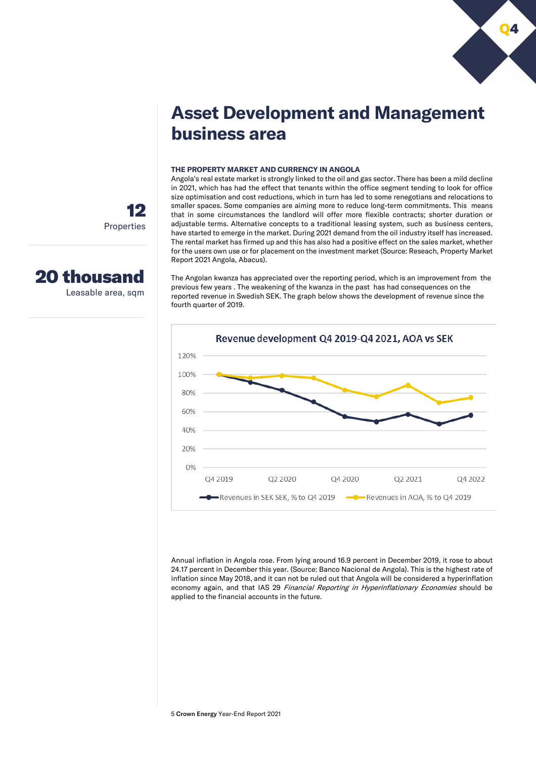# Asset Development and Management business area

**12**
Properties

**20 thousand**
Leasable area, sqm

### THE PROPERTY MARKET AND CURRENCY IN ANGOLA

Angola's real estate market is strongly linked to the oil and gas sector. There has been a mild decline in 2021, which has had the effect that tenants within the office segment tending to look for office size optimisation and cost reductions, which in turn has led to some renegotians and relocations to smaller spaces. Some companies are aiming more to reduce long-term commitments. This means that in some circumstances the landlord will offer more flexible contracts; shorter duration or adjustable terms. Alternative concepts to a traditional leasing system, such as business centers, have started to emerge in the market. During 2021 demand from the oil industry itself has increased. The rental market has firmed up and this has also had a positive effect on the sales market, whether for the users own use or for placement on the investment market (Source: Reseach, Property Market Report 2021 Angola, Abacus).

The Angolan kwanza has appreciated over the reporting period, which is an improvement from the previous few years . The weakening of the kwanza in the past has had consequences on the reported revenue in Swedish SEK. The graph below shows the development of revenue since the fourth quarter of 2019.

**Revenue development Q4 2019-Q4 2021, AOA vs SEK**

Legend: Revenues in SEK SEK, % to Q4 2019; Revenues in AOA, % to Q4 2019

Y-axis: 0%–120%. X-axis: Q4 2019, Q2 2020, Q4 2020, Q2 2021, Q4 2022

Annual inflation in Angola rose. From lying around 16.9 percent in December 2019, it rose to about 24.17 percent in December this year. (Source: Banco Nacional de Angola). This is the highest rate of inflation since May 2018, and it can not be ruled out that Angola will be considered a hyperinflation economy again, and that IAS 29 *Financial Reporting in Hyperinflationary Economies* should be applied to the financial accounts in the future.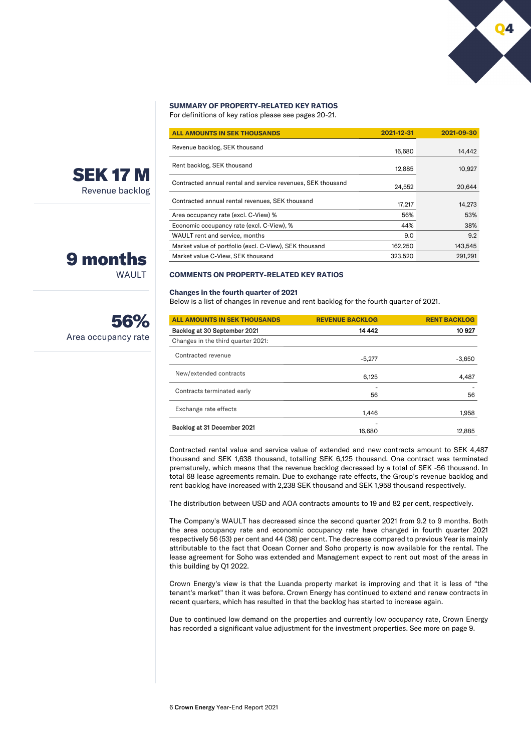**SEK 17 M**
Revenue backlog

**9 months**
WAULT

**56%**
Area occupancy rate

## SUMMARY OF PROPERTY-RELATED KEY RATIOS

For definitions of key ratios please see pages 20-21.

| ALL AMOUNTS IN SEK THOUSANDS | 2021-12-31 | 2021-09-30 |
|---|---|---|
| Revenue backlog, SEK thousand | 16,680 | 14,442 |
| Rent backlog, SEK thousand | 12,885 | 10,927 |
| Contracted annual rental and service revenues, SEK thousand | 24,552 | 20,644 |
| Contracted annual rental revenues, SEK thousand | 17,217 | 14,273 |
| Area occupancy rate (excl. C-View) % | 56% | 53% |
| Economic occupancy rate (excl. C-View), % | 44% | 38% |
| WAULT rent and service, months | 9.0 | 9.2 |
| Market value of portfolio (excl. C-View), SEK thousand | 162,250 | 143,545 |
| Market value C-View, SEK thousand | 323,520 | 291,291 |

## COMMENTS ON PROPERTY-RELATED KEY RATIOS

### Changes in the fourth quarter of 2021

Below is a list of changes in revenue and rent backlog for the fourth quarter of 2021.

| ALL AMOUNTS IN SEK THOUSANDS | REVENUE BACKLOG | RENT BACKLOG |
|---|---|---|
| **Backlog at 30 September 2021** | **14 442** | **10 927** |
| Changes in the third quarter 2021: | | |
| Contracted revenue | -5,277 | -3,650 |
| New/extended contracts | 6,125 | 4,487 |
| Contracts terminated early | - 56 | - 56 |
| Exchange rate effects | 1,446 | 1,958 |
| **Backlog at 31 December 2021** | - 16,680 | 12,885 |

Contracted rental value and service value of extended and new contracts amount to SEK 4,487 thousand and SEK 1,638 thousand, totalling SEK 6,125 thousand. One contract was terminated prematurely, which means that the revenue backlog decreased by a total of SEK -56 thousand. In total 68 lease agreements remain. Due to exchange rate effects, the Group's revenue backlog and rent backlog have increased with 2,238 SEK thousand and SEK 1,958 thousand respectively.

The distribution between USD and AOA contracts amounts to 19 and 82 per cent, respectively.

The Company's WAULT has decreased since the second quarter 2021 from 9.2 to 9 months. Both the area occupancy rate and economic occupancy rate have changed in fourth quarter 2021 respectively 56 (53) per cent and 44 (38) per cent. The decrease compared to previous Year is mainly attributable to the fact that Ocean Corner and Soho property is now available for the rental. The lease agreement for Soho was extended and Management expect to rent out most of the areas in this building by Q1 2022.

Crown Energy's view is that the Luanda property market is improving and that it is less of "the tenant's market" than it was before. Crown Energy has continued to extend and renew contracts in recent quarters, which has resulted in that the backlog has started to increase again.

Due to continued low demand on the properties and currently low occupancy rate, Crown Energy has recorded a significant value adjustment for the investment properties. See more on page 9.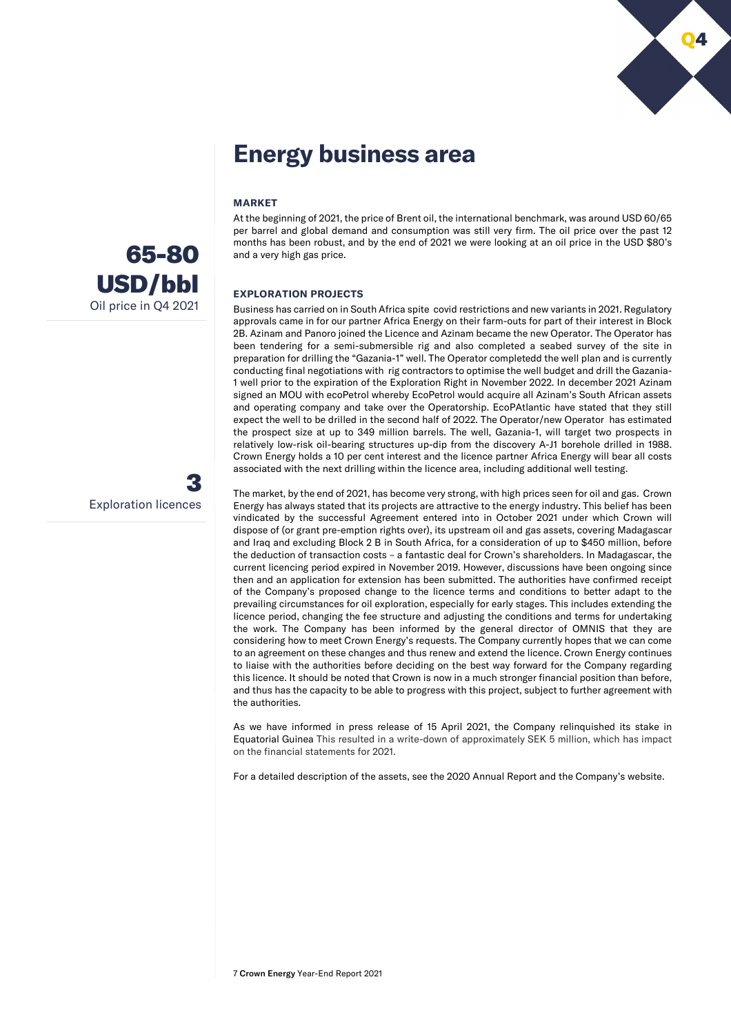# Energy business area

**65-80 USD/bbl**
Oil price in Q4 2021

**3**
Exploration licences

#### MARKET

At the beginning of 2021, the price of Brent oil, the international benchmark, was around USD 60/65 per barrel and global demand and consumption was still very firm. The oil price over the past 12 months has been robust, and by the end of 2021 we were looking at an oil price in the USD $80's and a very high gas price.

#### EXPLORATION PROJECTS

Business has carried on in South Africa spite covid restrictions and new variants in 2021. Regulatory approvals came in for our partner Africa Energy on their farm-outs for part of their interest in Block 2B. Azinam and Panoro joined the Licence and Azinam became the new Operator. The Operator has been tendering for a semi-submersible rig and also completed a seabed survey of the site in preparation for drilling the "Gazania-1" well. The Operator completedd the well plan and is currently conducting final negotiations with rig contractors to optimise the well budget and drill the Gazania-1 well prior to the expiration of the Exploration Right in November 2022. In december 2021 Azinam signed an MOU with ecoPetrol whereby EcoPetrol would acquire all Azinam's South African assets and operating company and take over the Operatorship. EcoPAtlantic have stated that they still expect the well to be drilled in the second half of 2022. The Operator/new Operator has estimated the prospect size at up to 349 million barrels. The well, Gazania-1, will target two prospects in relatively low-risk oil-bearing structures up-dip from the discovery A-J1 borehole drilled in 1988. Crown Energy holds a 10 per cent interest and the licence partner Africa Energy will bear all costs associated with the next drilling within the licence area, including additional well testing.

The market, by the end of 2021, has become very strong, with high prices seen for oil and gas. Crown Energy has always stated that its projects are attractive to the energy industry. This belief has been vindicated by the successful Agreement entered into in October 2021 under which Crown will dispose of (or grant pre-emption rights over), its upstream oil and gas assets, covering Madagascar and Iraq and excluding Block 2 B in South Africa, for a consideration of up to $450 million, before the deduction of transaction costs – a fantastic deal for Crown's shareholders. In Madagascar, the current licencing period expired in November 2019. However, discussions have been ongoing since then and an application for extension has been submitted. The authorities have confirmed receipt of the Company's proposed change to the licence terms and conditions to better adapt to the prevailing circumstances for oil exploration, especially for early stages. This includes extending the licence period, changing the fee structure and adjusting the conditions and terms for undertaking the work. The Company has been informed by the general director of OMNIS that they are considering how to meet Crown Energy's requests. The Company currently hopes that we can come to an agreement on these changes and thus renew and extend the licence. Crown Energy continues to liaise with the authorities before deciding on the best way forward for the Company regarding this licence. It should be noted that Crown is now in a much stronger financial position than before, and thus has the capacity to be able to progress with this project, subject to further agreement with the authorities.

As we have informed in press release of 15 April 2021, the Company relinquished its stake in Equatorial Guinea This resulted in a write-down of approximately SEK 5 million, which has impact on the financial statements for 2021.

For a detailed description of the assets, see the 2020 Annual Report and the Company's website.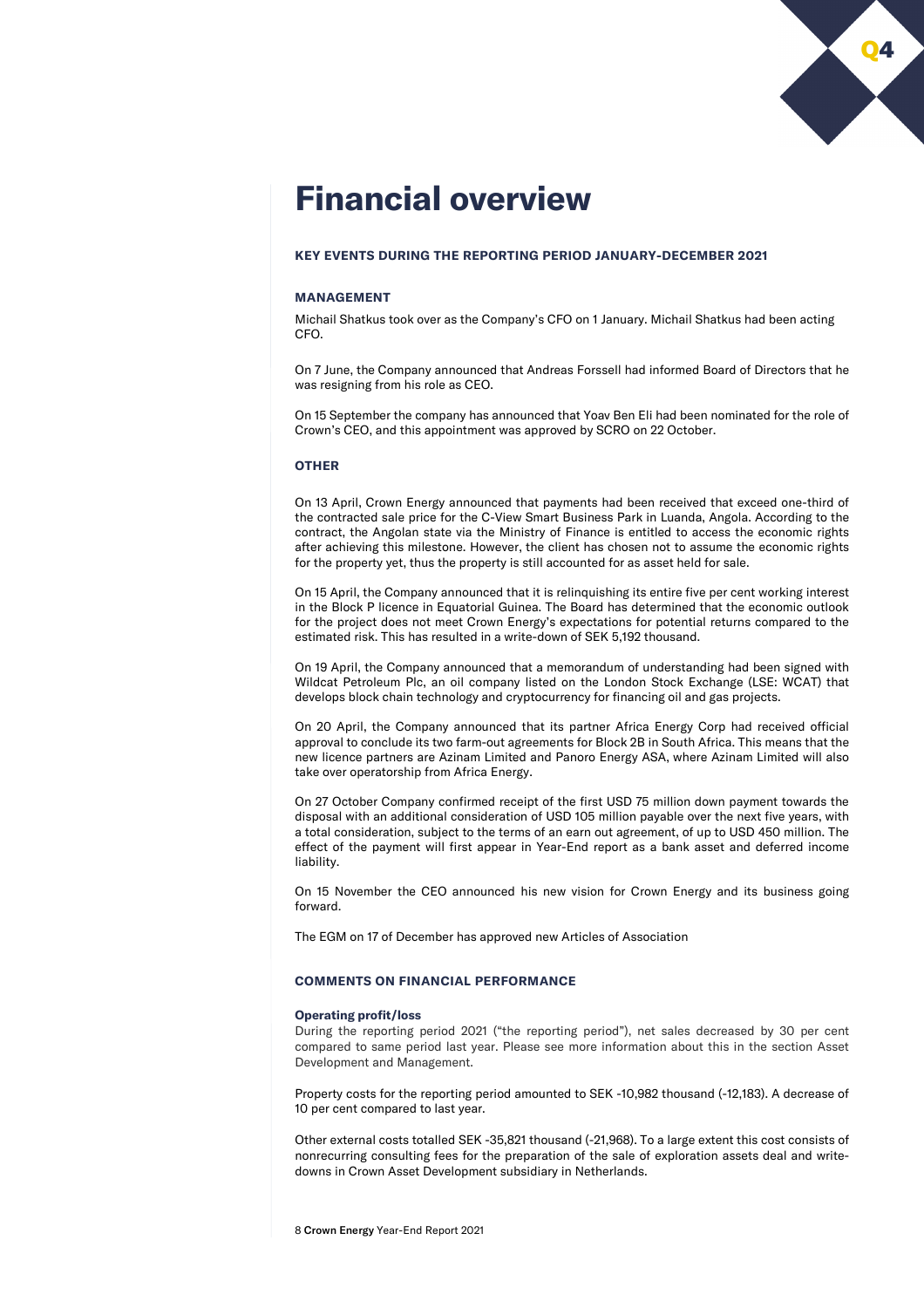# Financial overview

#### KEY EVENTS DURING THE REPORTING PERIOD JANUARY-DECEMBER 2021

#### MANAGEMENT

Michail Shatkus took over as the Company's CFO on 1 January. Michail Shatkus had been acting CFO.

On 7 June, the Company announced that Andreas Forssell had informed Board of Directors that he was resigning from his role as CEO.

On 15 September the company has announced that Yoav Ben Eli had been nominated for the role of Crown's CEO, and this appointment was approved by SCRO on 22 October.

#### OTHER

On 13 April, Crown Energy announced that payments had been received that exceed one-third of the contracted sale price for the C-View Smart Business Park in Luanda, Angola. According to the contract, the Angolan state via the Ministry of Finance is entitled to access the economic rights after achieving this milestone. However, the client has chosen not to assume the economic rights for the property yet, thus the property is still accounted for as asset held for sale.

On 15 April, the Company announced that it is relinquishing its entire five per cent working interest in the Block P licence in Equatorial Guinea. The Board has determined that the economic outlook for the project does not meet Crown Energy's expectations for potential returns compared to the estimated risk. This has resulted in a write-down of SEK 5,192 thousand.

On 19 April, the Company announced that a memorandum of understanding had been signed with Wildcat Petroleum Plc, an oil company listed on the London Stock Exchange (LSE: WCAT) that develops block chain technology and cryptocurrency for financing oil and gas projects.

On 20 April, the Company announced that its partner Africa Energy Corp had received official approval to conclude its two farm-out agreements for Block 2B in South Africa. This means that the new licence partners are Azinam Limited and Panoro Energy ASA, where Azinam Limited will also take over operatorship from Africa Energy.

On 27 October Company confirmed receipt of the first USD 75 million down payment towards the disposal with an additional consideration of USD 105 million payable over the next five years, with a total consideration, subject to the terms of an earn out agreement, of up to USD 450 million. The effect of the payment will first appear in Year-End report as a bank asset and deferred income liability.

On 15 November the CEO announced his new vision for Crown Energy and its business going forward.

The EGM on 17 of December has approved new Articles of Association

#### COMMENTS ON FINANCIAL PERFORMANCE

**Operating profit/loss**

During the reporting period 2021 ("the reporting period"), net sales decreased by 30 per cent compared to same period last year. Please see more information about this in the section Asset Development and Management.

Property costs for the reporting period amounted to SEK -10,982 thousand (-12,183). A decrease of 10 per cent compared to last year.

Other external costs totalled SEK -35,821 thousand (-21,968). To a large extent this cost consists of nonrecurring consulting fees for the preparation of the sale of exploration assets deal and write-downs in Crown Asset Development subsidiary in Netherlands.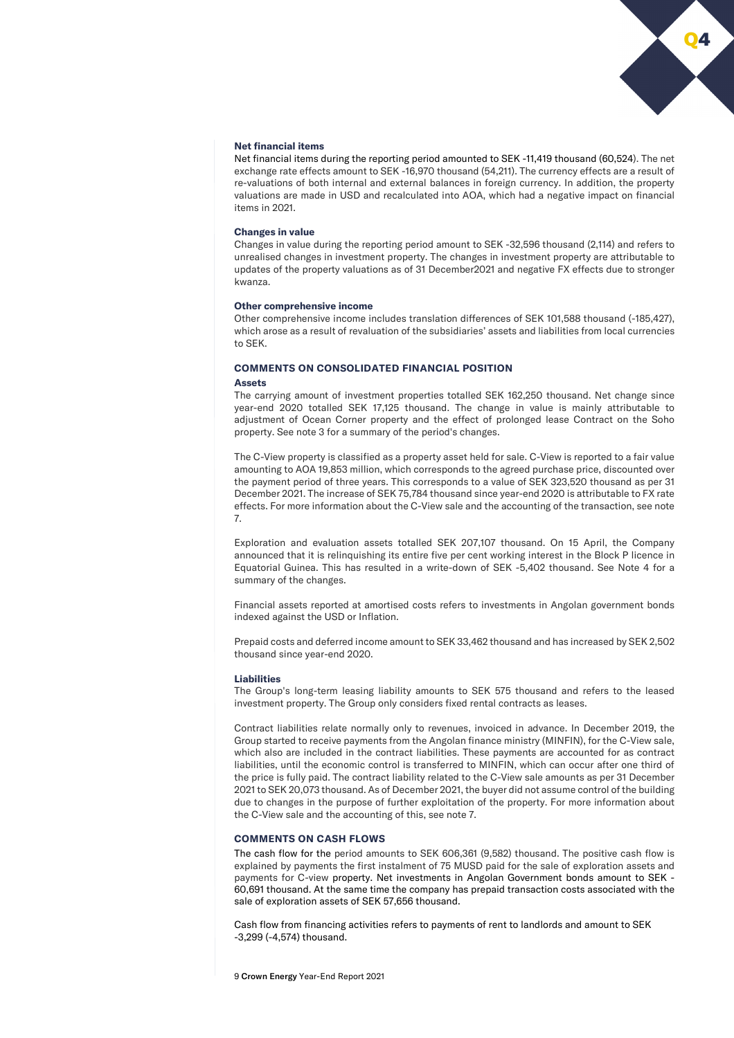### Net financial items

Net financial items during the reporting period amounted to SEK -11,419 thousand (60,524). The net exchange rate effects amount to SEK -16,970 thousand (54,211). The currency effects are a result of re-valuations of both internal and external balances in foreign currency. In addition, the property valuations are made in USD and recalculated into AOA, which had a negative impact on financial items in 2021.

### Changes in value

Changes in value during the reporting period amount to SEK -32,596 thousand (2,114) and refers to unrealised changes in investment property. The changes in investment property are attributable to updates of the property valuations as of 31 December2021 and negative FX effects due to stronger kwanza.

### Other comprehensive income

Other comprehensive income includes translation differences of SEK 101,588 thousand (-185,427), which arose as a result of revaluation of the subsidiaries' assets and liabilities from local currencies to SEK.

## COMMENTS ON CONSOLIDATED FINANCIAL POSITION

### Assets

The carrying amount of investment properties totalled SEK 162,250 thousand. Net change since year-end 2020 totalled SEK 17,125 thousand. The change in value is mainly attributable to adjustment of Ocean Corner property and the effect of prolonged lease Contract on the Soho property. See note 3 for a summary of the period's changes.

The C-View property is classified as a property asset held for sale. C-View is reported to a fair value amounting to AOA 19,853 million, which corresponds to the agreed purchase price, discounted over the payment period of three years. This corresponds to a value of SEK 323,520 thousand as per 31 December 2021. The increase of SEK 75,784 thousand since year-end 2020 is attributable to FX rate effects. For more information about the C-View sale and the accounting of the transaction, see note 7.

Exploration and evaluation assets totalled SEK 207,107 thousand. On 15 April, the Company announced that it is relinquishing its entire five per cent working interest in the Block P licence in Equatorial Guinea. This has resulted in a write-down of SEK -5,402 thousand. See Note 4 for a summary of the changes.

Financial assets reported at amortised costs refers to investments in Angolan government bonds indexed against the USD or Inflation.

Prepaid costs and deferred income amount to SEK 33,462 thousand and has increased by SEK 2,502 thousand since year-end 2020.

### Liabilities

The Group's long-term leasing liability amounts to SEK 575 thousand and refers to the leased investment property. The Group only considers fixed rental contracts as leases.

Contract liabilities relate normally only to revenues, invoiced in advance. In December 2019, the Group started to receive payments from the Angolan finance ministry (MINFIN), for the C-View sale, which also are included in the contract liabilities. These payments are accounted for as contract liabilities, until the economic control is transferred to MINFIN, which can occur after one third of the price is fully paid. The contract liability related to the C-View sale amounts as per 31 December 2021 to SEK 20,073 thousand. As of December 2021, the buyer did not assume control of the building due to changes in the purpose of further exploitation of the property. For more information about the C-View sale and the accounting of this, see note 7.

## COMMENTS ON CASH FLOWS

The cash flow for the period amounts to SEK 606,361 (9,582) thousand. The positive cash flow is explained by payments the first instalment of 75 MUSD paid for the sale of exploration assets and payments for C-view property. Net investments in Angolan Government bonds amount to SEK -60,691 thousand. At the same time the company has prepaid transaction costs associated with the sale of exploration assets of SEK 57,656 thousand.

Cash flow from financing activities refers to payments of rent to landlords and amount to SEK -3,299 (-4,574) thousand.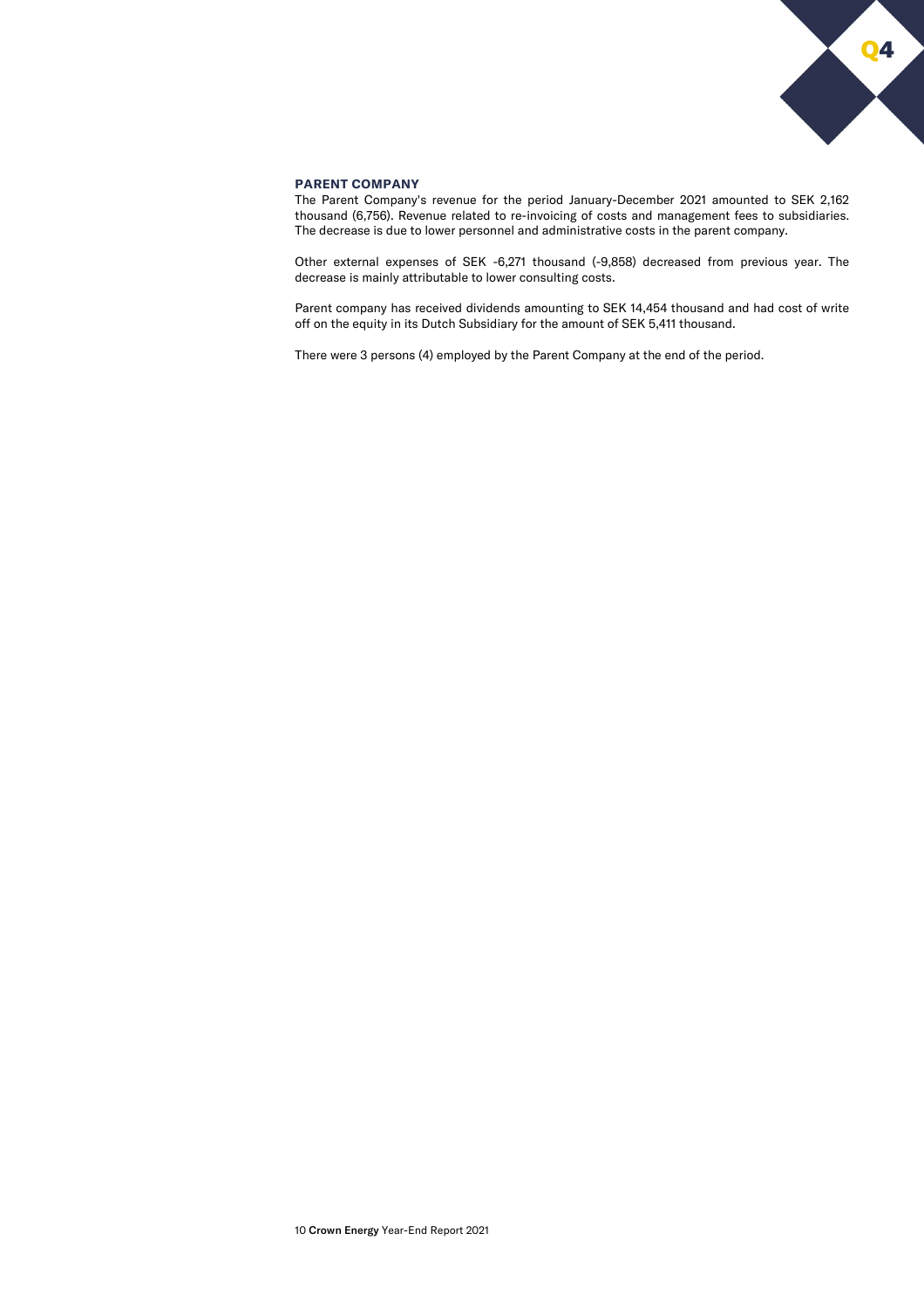## PARENT COMPANY

The Parent Company's revenue for the period January-December 2021 amounted to SEK 2,162 thousand (6,756). Revenue related to re-invoicing of costs and management fees to subsidiaries. The decrease is due to lower personnel and administrative costs in the parent company.

Other external expenses of SEK -6,271 thousand (-9,858) decreased from previous year. The decrease is mainly attributable to lower consulting costs.

Parent company has received dividends amounting to SEK 14,454 thousand and had cost of write off on the equity in its Dutch Subsidiary for the amount of SEK 5,411 thousand.

There were 3 persons (4) employed by the Parent Company at the end of the period.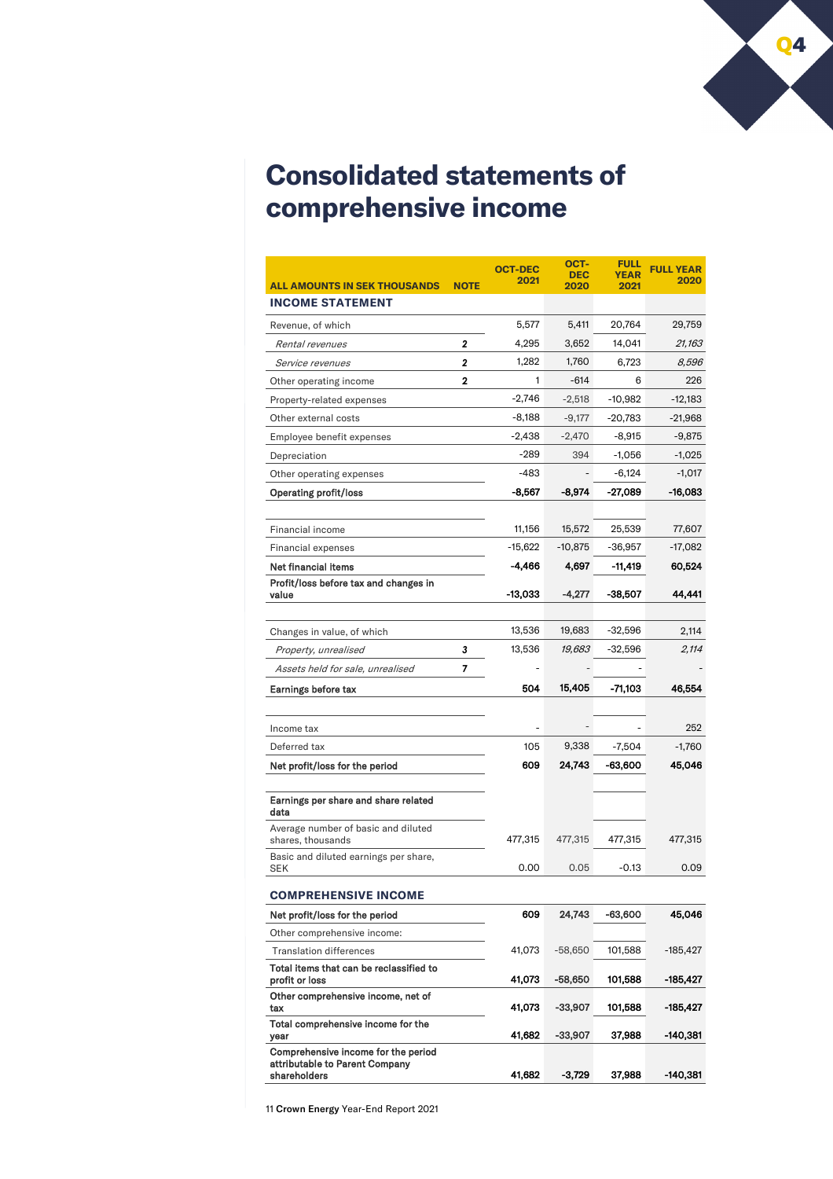# Consolidated statements of comprehensive income

| ALL AMOUNTS IN SEK THOUSANDS | NOTE | OCT-DEC 2021 | OCT-DEC 2020 | FULL YEAR 2021 | FULL YEAR 2020 |
|---|---|---|---|---|---|
| **INCOME STATEMENT** | | | | | |
| Revenue, of which | | 5,577 | 5,411 | 20,764 | 29,759 |
| *Rental revenues* | 2 | 4,295 | 3,652 | 14,041 | *21,163* |
| *Service revenues* | 2 | 1,282 | 1,760 | 6,723 | *8,596* |
| Other operating income | 2 | 1 | -614 | 6 | 226 |
| Property-related expenses | | -2,746 | -2,518 | -10,982 | -12,183 |
| Other external costs | | -8,188 | -9,177 | -20,783 | -21,968 |
| Employee benefit expenses | | -2,438 | -2,470 | -8,915 | -9,875 |
| Depreciation | | -289 | 394 | -1,056 | -1,025 |
| Other operating expenses | | -483 | - | -6,124 | -1,017 |
| **Operating profit/loss** | | **-8,567** | **-8,974** | **-27,089** | **-16,083** |
| | | | | | |
| Financial income | | 11,156 | 15,572 | 25,539 | 77,607 |
| Financial expenses | | -15,622 | -10,875 | -36,957 | -17,082 |
| **Net financial items** | | **-4,466** | **4,697** | **-11,419** | **60,524** |
| **Profit/loss before tax and changes in value** | | **-13,033** | **-4,277** | **-38,507** | **44,441** |
| | | | | | |
| Changes in value, of which | | 13,536 | 19,683 | -32,596 | 2,114 |
| *Property, unrealised* | 3 | 13,536 | *19,683* | -32,596 | *2,114* |
| *Assets held for sale, unrealised* | 7 | - | - | - | - |
| **Earnings before tax** | | **504** | **15,405** | **-71,103** | **46,554** |
| | | | | | |
| Income tax | | - | - | - | 252 |
| Deferred tax | | 105 | 9,338 | -7,504 | -1,760 |
| **Net profit/loss for the period** | | **609** | **24,743** | **-63,600** | **45,046** |
| | | | | | |
| **Earnings per share and share related data** | | | | | |
| Average number of basic and diluted shares, thousands | | 477,315 | 477,315 | 477,315 | 477,315 |
| Basic and diluted earnings per share, SEK | | 0.00 | 0.05 | -0.13 | 0.09 |
| **COMPREHENSIVE INCOME** | | | | | |
| **Net profit/loss for the period** | | **609** | 24,743 | -63,600 | **45,046** |
| Other comprehensive income: | | | | | |
| Translation differences | | 41,073 | -58,650 | 101,588 | -185,427 |
| **Total items that can be reclassified to profit or loss** | | **41,073** | **-58,650** | **101,588** | **-185,427** |
| **Other comprehensive income, net of tax** | | **41,073** | **-33,907** | **101,588** | **-185,427** |
| **Total comprehensive income for the year** | | **41,682** | **-33,907** | **37,988** | **-140,381** |
| **Comprehensive income for the period attributable to Parent Company shareholders** | | **41,682** | **-3,729** | **37,988** | **-140,381** |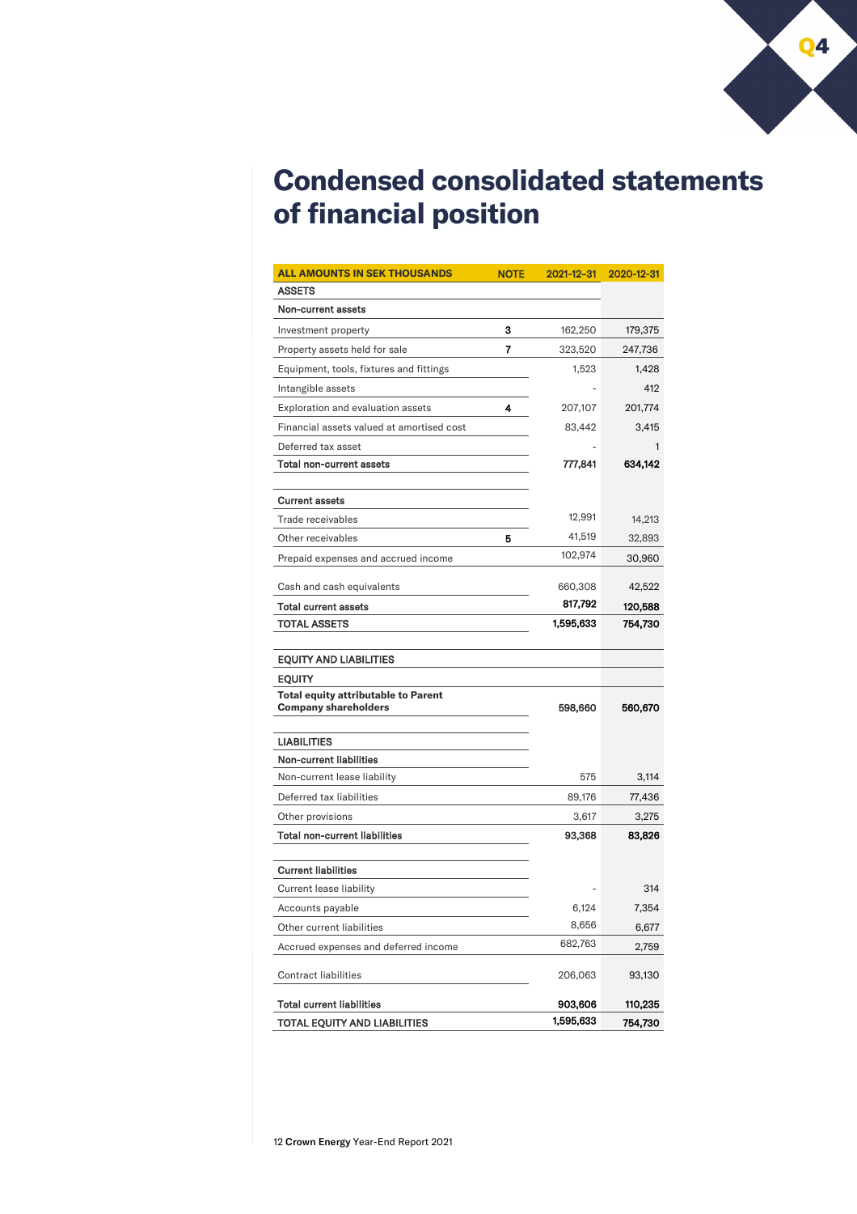# Condensed consolidated statements of financial position

| ALL AMOUNTS IN SEK THOUSANDS | NOTE | 2021-12-31 | 2020-12-31 |
|---|---|---|---|
| **ASSETS** | | | |
| **Non-current assets** | | | |
| Investment property | 3 | 162,250 | 179,375 |
| Property assets held for sale | 7 | 323,520 | 247,736 |
| Equipment, tools, fixtures and fittings | | 1,523 | 1,428 |
| Intangible assets | | - | 412 |
| Exploration and evaluation assets | 4 | 207,107 | 201,774 |
| Financial assets valued at amortised cost | | 83,442 | 3,415 |
| Deferred tax asset | | - | 1 |
| **Total non-current assets** | | **777,841** | **634,142** |
| | | | |
| **Current assets** | | | |
| Trade receivables | | 12,991 | 14,213 |
| Other receivables | 5 | 41,519 | 32,893 |
| Prepaid expenses and accrued income | | 102,974 | 30,960 |
| Cash and cash equivalents | | 660,308 | 42,522 |
| **Total current assets** | | **817,792** | **120,588** |
| **TOTAL ASSETS** | | **1,595,633** | **754,730** |
| | | | |
| **EQUITY AND LIABILITIES** | | | |
| **EQUITY** | | | |
| **Total equity attributable to Parent Company shareholders** | | **598,660** | **560,670** |
| | | | |
| **LIABILITIES** | | | |
| **Non-current liabilities** | | | |
| Non-current lease liability | | 575 | 3,114 |
| Deferred tax liabilities | | 89,176 | 77,436 |
| Other provisions | | 3,617 | 3,275 |
| **Total non-current liabilities** | | **93,368** | **83,826** |
| | | | |
| **Current liabilities** | | | |
| Current lease liability | | - | 314 |
| Accounts payable | | 6,124 | 7,354 |
| Other current liabilities | | 8,656 | 6,677 |
| Accrued expenses and deferred income | | 682,763 | 2,759 |
| Contract liabilities | | 206,063 | 93,130 |
| **Total current liabilities** | | **903,606** | **110,235** |
| **TOTAL EQUITY AND LIABILITIES** | | **1,595,633** | **754,730** |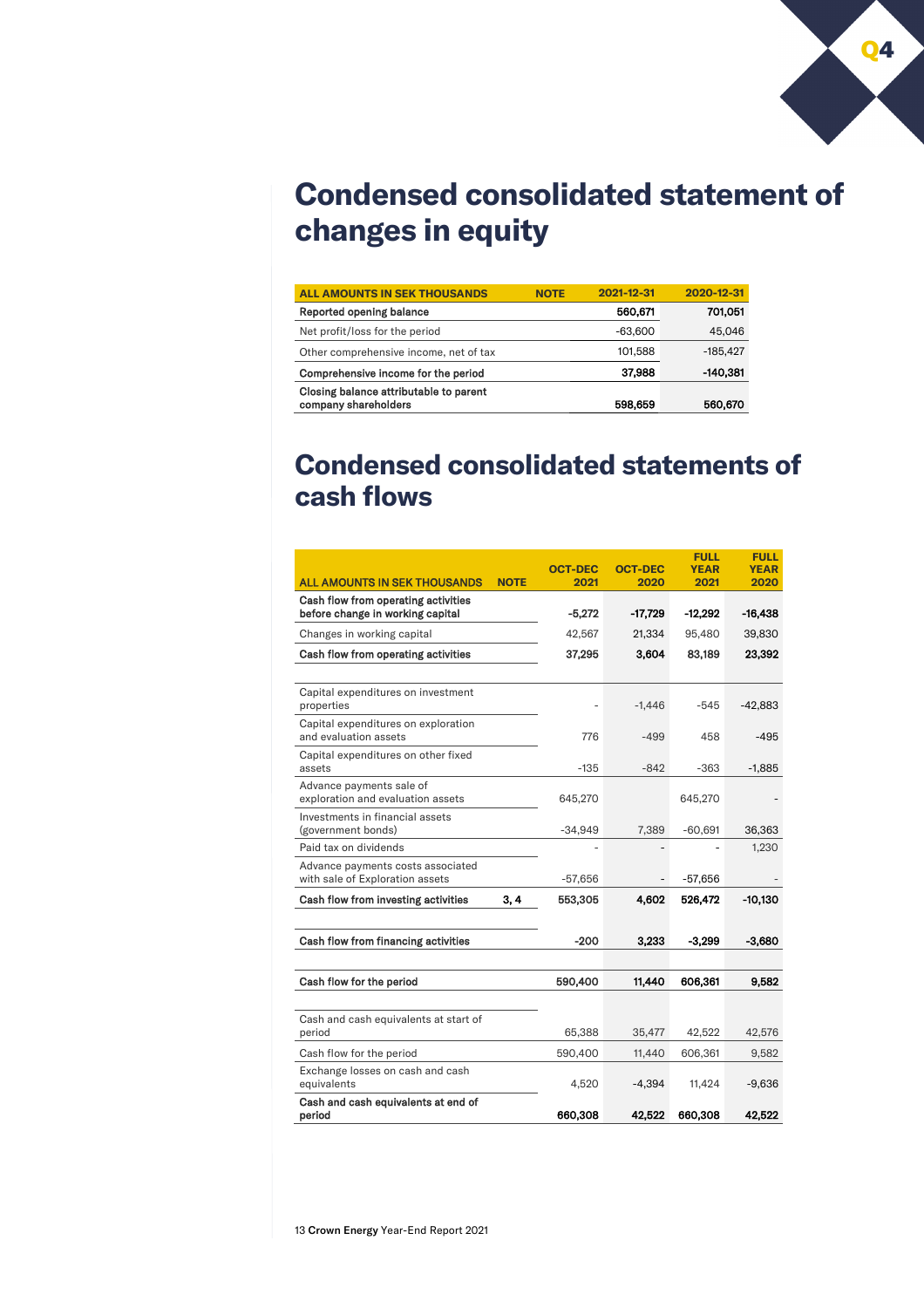## Condensed consolidated statement of changes in equity

| ALL AMOUNTS IN SEK THOUSANDS | NOTE | 2021-12-31 | 2020-12-31 |
|---|---|---|---|
| **Reported opening balance** | | **560,671** | **701,051** |
| Net profit/loss for the period | | -63,600 | 45,046 |
| Other comprehensive income, net of tax | | 101,588 | -185,427 |
| **Comprehensive income for the period** | | **37,988** | **-140,381** |
| **Closing balance attributable to parent company shareholders** | | **598,659** | **560,670** |

## Condensed consolidated statements of cash flows

| ALL AMOUNTS IN SEK THOUSANDS | NOTE | OCT-DEC 2021 | OCT-DEC 2020 | FULL YEAR 2021 | FULL YEAR 2020 |
|---|---|---|---|---|---|
| **Cash flow from operating activities before change in working capital** | | **-5,272** | **-17,729** | **-12,292** | **-16,438** |
| Changes in working capital | | 42,567 | 21,334 | 95,480 | 39,830 |
| **Cash flow from operating activities** | | **37,295** | **3,604** | **83,189** | **23,392** |
| | | | | | |
| Capital expenditures on investment properties | | - | -1,446 | -545 | -42,883 |
| Capital expenditures on exploration and evaluation assets | | 776 | -499 | 458 | -495 |
| Capital expenditures on other fixed assets | | -135 | -842 | -363 | -1,885 |
| Advance payments sale of exploration and evaluation assets | | 645,270 | | 645,270 | - |
| Investments in financial assets (government bonds) | | -34,949 | 7,389 | -60,691 | 36,363 |
| Paid tax on dividends | | - | - | - | 1,230 |
| Advance payments costs associated with sale of Exploration assets | | -57,656 | - | -57,656 | - |
| **Cash flow from investing activities** | **3, 4** | **553,305** | **4,602** | **526,472** | **-10,130** |
| | | | | | |
| **Cash flow from financing activities** | | **-200** | **3,233** | **-3,299** | **-3,680** |
| | | | | | |
| **Cash flow for the period** | | **590,400** | **11,440** | **606,361** | **9,582** |
| | | | | | |
| Cash and cash equivalents at start of period | | 65,388 | 35,477 | 42,522 | 42,576 |
| Cash flow for the period | | 590,400 | 11,440 | 606,361 | 9,582 |
| Exchange losses on cash and cash equivalents | | 4,520 | -4,394 | 11,424 | -9,636 |
| **Cash and cash equivalents at end of period** | | **660,308** | **42,522** | **660,308** | **42,522** |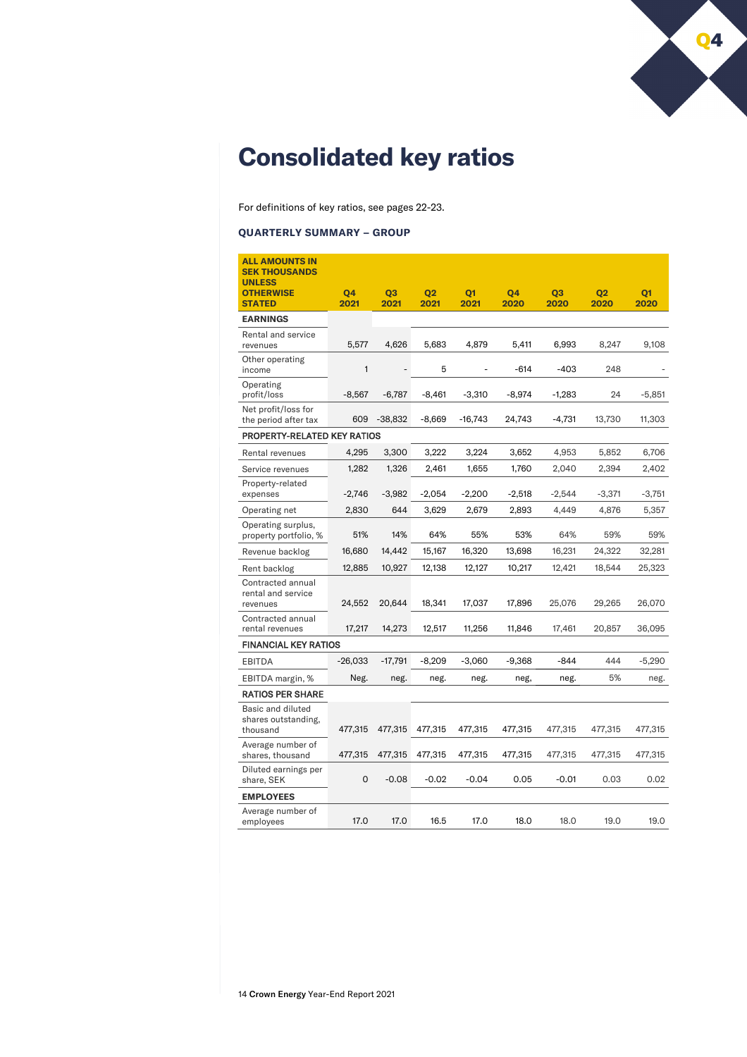# Consolidated key ratios

For definitions of key ratios, see pages 22-23.

### QUARTERLY SUMMARY – GROUP

| ALL AMOUNTS IN SEK THOUSANDS UNLESS OTHERWISE STATED | Q4 2021 | Q3 2021 | Q2 2021 | Q1 2021 | Q4 2020 | Q3 2020 | Q2 2020 | Q1 2020 |
|---|---|---|---|---|---|---|---|---|
| **EARNINGS** | | | | | | | | |
| Rental and service revenues | 5,577 | 4,626 | 5,683 | 4,879 | 5,411 | 6,993 | 8,247 | 9,108 |
| Other operating income | 1 | - | 5 | - | -614 | -403 | 248 | - |
| Operating profit/loss | -8,567 | -6,787 | -8,461 | -3,310 | -8,974 | -1,283 | 24 | -5,851 |
| Net profit/loss for the period after tax | 609 | -38,832 | -8,669 | -16,743 | 24,743 | -4,731 | 13,730 | 11,303 |
| **PROPERTY-RELATED KEY RATIOS** | | | | | | | | |
| Rental revenues | 4,295 | 3,300 | 3,222 | 3,224 | 3,652 | 4,953 | 5,852 | 6,706 |
| Service revenues | 1,282 | 1,326 | 2,461 | 1,655 | 1,760 | 2,040 | 2,394 | 2,402 |
| Property-related expenses | -2,746 | -3,982 | -2,054 | -2,200 | -2,518 | -2,544 | -3,371 | -3,751 |
| Operating net | 2,830 | 644 | 3,629 | 2,679 | 2,893 | 4,449 | 4,876 | 5,357 |
| Operating surplus, property portfolio, % | 51% | 14% | 64% | 55% | 53% | 64% | 59% | 59% |
| Revenue backlog | 16,680 | 14,442 | 15,167 | 16,320 | 13,698 | 16,231 | 24,322 | 32,281 |
| Rent backlog | 12,885 | 10,927 | 12,138 | 12,127 | 10,217 | 12,421 | 18,544 | 25,323 |
| Contracted annual rental and service revenues | 24,552 | 20,644 | 18,341 | 17,037 | 17,896 | 25,076 | 29,265 | 26,070 |
| Contracted annual rental revenues | 17,217 | 14,273 | 12,517 | 11,256 | 11,846 | 17,461 | 20,857 | 36,095 |
| **FINANCIAL KEY RATIOS** | | | | | | | | |
| EBITDA | -26,033 | -17,791 | -8,209 | -3,060 | -9,368 | -844 | 444 | -5,290 |
| EBITDA margin, % | Neg. | neg. | neg. | neg. | neg, | neg. | 5% | neg. |
| **RATIOS PER SHARE** | | | | | | | | |
| Basic and diluted shares outstanding, thousand | 477,315 | 477,315 | 477,315 | 477,315 | 477,315 | 477,315 | 477,315 | 477,315 |
| Average number of shares, thousand | 477,315 | 477,315 | 477,315 | 477,315 | 477,315 | 477,315 | 477,315 | 477,315 |
| Diluted earnings per share, SEK | 0 | -0.08 | -0.02 | -0.04 | 0.05 | -0.01 | 0.03 | 0.02 |
| **EMPLOYEES** | | | | | | | | |
| Average number of employees | 17.0 | 17.0 | 16.5 | 17.0 | 18.0 | 18.0 | 19.0 | 19.0 |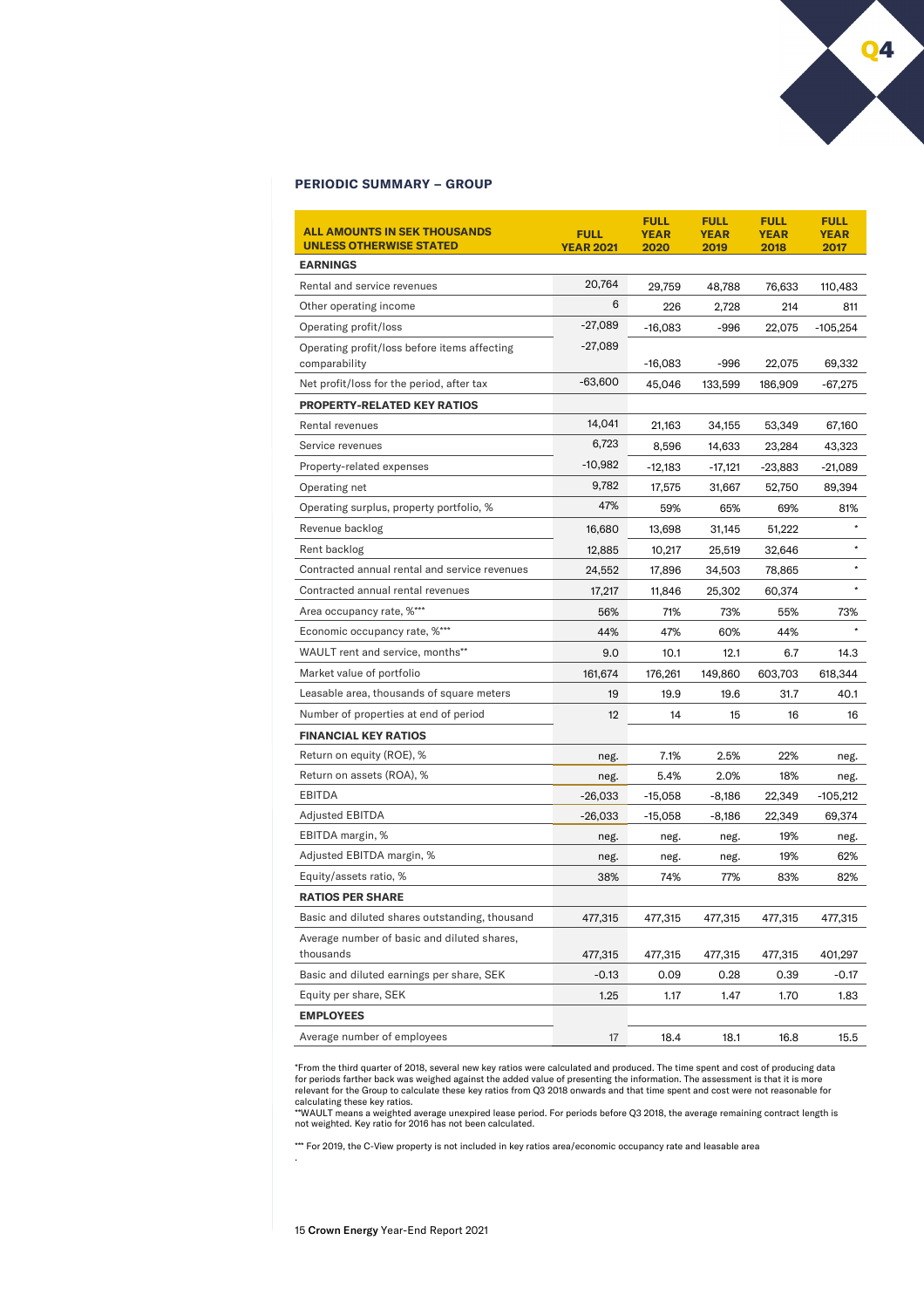## PERIODIC SUMMARY – GROUP

| ALL AMOUNTS IN SEK THOUSANDS UNLESS OTHERWISE STATED | FULL YEAR 2021 | FULL YEAR 2020 | FULL YEAR 2019 | FULL YEAR 2018 | FULL YEAR 2017 |
|---|---|---|---|---|---|
| **EARNINGS** | | | | | |
| Rental and service revenues | 20,764 | 29,759 | 48,788 | 76,633 | 110,483 |
| Other operating income | 6 | 226 | 2,728 | 214 | 811 |
| Operating profit/loss | -27,089 | -16,083 | -996 | 22,075 | -105,254 |
| Operating profit/loss before items affecting comparability | -27,089 | -16,083 | -996 | 22,075 | 69,332 |
| Net profit/loss for the period, after tax | -63,600 | 45,046 | 133,599 | 186,909 | -67,275 |
| **PROPERTY-RELATED KEY RATIOS** | | | | | |
| Rental revenues | 14,041 | 21,163 | 34,155 | 53,349 | 67,160 |
| Service revenues | 6,723 | 8,596 | 14,633 | 23,284 | 43,323 |
| Property-related expenses | -10,982 | -12,183 | -17,121 | -23,883 | -21,089 |
| Operating net | 9,782 | 17,575 | 31,667 | 52,750 | 89,394 |
| Operating surplus, property portfolio, % | 47% | 59% | 65% | 69% | 81% |
| Revenue backlog | 16,680 | 13,698 | 31,145 | 51,222 | * |
| Rent backlog | 12,885 | 10,217 | 25,519 | 32,646 | * |
| Contracted annual rental and service revenues | 24,552 | 17,896 | 34,503 | 78,865 | * |
| Contracted annual rental revenues | 17,217 | 11,846 | 25,302 | 60,374 | * |
| Area occupancy rate, %*** | 56% | 71% | 73% | 55% | 73% |
| Economic occupancy rate, %*** | 44% | 47% | 60% | 44% | * |
| WAULT rent and service, months** | 9.0 | 10.1 | 12.1 | 6.7 | 14.3 |
| Market value of portfolio | 161,674 | 176,261 | 149,860 | 603,703 | 618,344 |
| Leasable area, thousands of square meters | 19 | 19.9 | 19.6 | 31.7 | 40.1 |
| Number of properties at end of period | 12 | 14 | 15 | 16 | 16 |
| **FINANCIAL KEY RATIOS** | | | | | |
| Return on equity (ROE), % | neg. | 7.1% | 2.5% | 22% | neg. |
| Return on assets (ROA), % | neg. | 5.4% | 2.0% | 18% | neg. |
| EBITDA | -26,033 | -15,058 | -8,186 | 22,349 | -105,212 |
| Adjusted EBITDA | -26,033 | -15,058 | -8,186 | 22,349 | 69,374 |
| EBITDA margin, % | neg. | neg. | neg. | 19% | neg. |
| Adjusted EBITDA margin, % | neg. | neg. | neg. | 19% | 62% |
| Equity/assets ratio, % | 38% | 74% | 77% | 83% | 82% |
| **RATIOS PER SHARE** | | | | | |
| Basic and diluted shares outstanding, thousand | 477,315 | 477,315 | 477,315 | 477,315 | 477,315 |
| Average number of basic and diluted shares, thousands | 477,315 | 477,315 | 477,315 | 477,315 | 401,297 |
| Basic and diluted earnings per share, SEK | -0.13 | 0.09 | 0.28 | 0.39 | -0.17 |
| Equity per share, SEK | 1.25 | 1.17 | 1.47 | 1.70 | 1.83 |
| **EMPLOYEES** | | | | | |
| Average number of employees | 17 | 18.4 | 18.1 | 16.8 | 15.5 |

*From the third quarter of 2018, several new key ratios were calculated and produced. The time spent and cost of producing data for periods farther back was weighed against the added value of presenting the information. The assessment is that it is more relevant for the Group to calculate these key ratios from Q3 2018 onwards and that time spent and cost were not reasonable for calculating these key ratios.

**WAULT means a weighted average unexpired lease period. For periods before Q3 2018, the average remaining contract length is not weighted. Key ratio for 2016 has not been calculated.

*** For 2019, the C-View property is not included in key ratios area/economic occupancy rate and leasable area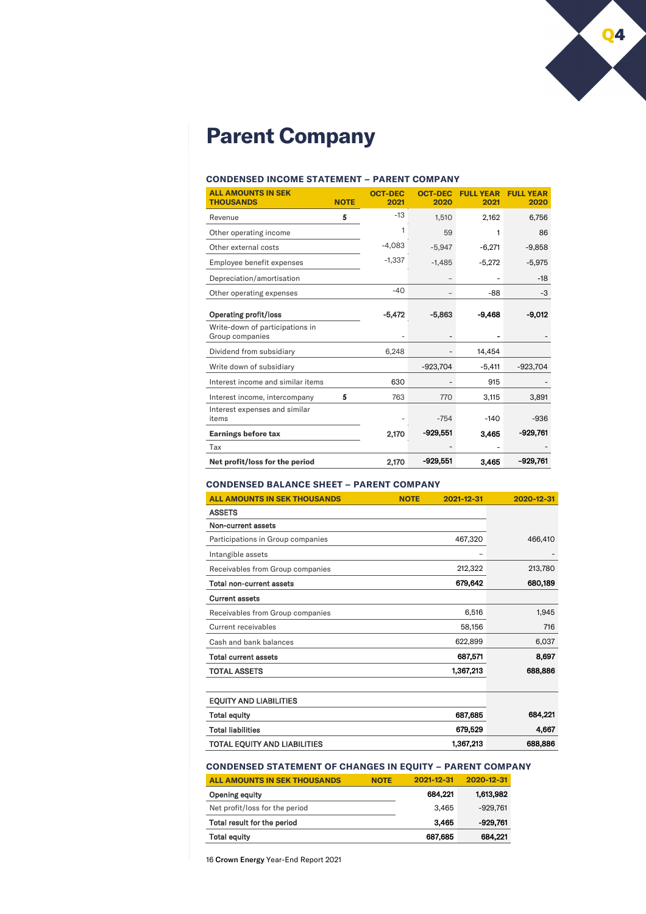# Parent Company

### CONDENSED INCOME STATEMENT – PARENT COMPANY

| ALL AMOUNTS IN SEK THOUSANDS | NOTE | OCT-DEC 2021 | OCT-DEC 2020 | FULL YEAR 2021 | FULL YEAR 2020 |
|---|---|---|---|---|---|
| Revenue | 5 | -13 | 1,510 | 2,162 | 6,756 |
| Other operating income | | 1 | 59 | 1 | 86 |
| Other external costs | | -4,083 | -5,947 | -6,271 | -9,858 |
| Employee benefit expenses | | -1,337 | -1,485 | -5,272 | -5,975 |
| Depreciation/amortisation | | | – | - | -18 |
| Other operating expenses | | -40 | – | -88 | -3 |
| **Operating profit/loss** | | **-5,472** | **-5,863** | **-9,468** | **-9,012** |
| Write-down of participations in Group companies | | - | - | - | - |
| Dividend from subsidiary | | 6,248 | - | 14,454 | |
| Write down of subsidiary | | | -923,704 | -5,411 | -923,704 |
| Interest income and similar items | | 630 | - | 915 | - |
| Interest income, intercompany | 5 | 763 | 770 | 3,115 | 3,891 |
| Interest expenses and similar items | | - | -754 | -140 | -936 |
| **Earnings before tax** | | **2,170** | **-929,551** | **3,465** | **-929,761** |
| Tax | | | - | - | - |
| **Net profit/loss for the period** | | **2,170** | **-929,551** | **3,465** | **-929,761** |

### CONDENSED BALANCE SHEET – PARENT COMPANY

| ALL AMOUNTS IN SEK THOUSANDS | NOTE | 2021-12-31 | 2020-12-31 |
|---|---|---|---|
| **ASSETS** | | | |
| **Non-current assets** | | | |
| Participations in Group companies | | 467,320 | 466,410 |
| Intangible assets | | – | - |
| Receivables from Group companies | | 212,322 | 213,780 |
| **Total non-current assets** | | **679,642** | **680,189** |
| **Current assets** | | | |
| Receivables from Group companies | | 6,516 | 1,945 |
| Current receivables | | 58,156 | 716 |
| Cash and bank balances | | 622,899 | 6,037 |
| **Total current assets** | | **687,571** | **8,697** |
| **TOTAL ASSETS** | | **1,367,213** | **688,886** |
| | | | |
| **EQUITY AND LIABILITIES** | | | |
| **Total equity** | | **687,685** | **684,221** |
| **Total liabilities** | | **679,529** | **4,667** |
| **TOTAL EQUITY AND LIABILITIES** | | **1,367,213** | **688,886** |

### CONDENSED STATEMENT OF CHANGES IN EQUITY – PARENT COMPANY

| ALL AMOUNTS IN SEK THOUSANDS | NOTE | 2021-12-31 | 2020-12-31 |
|---|---|---|---|
| **Opening equity** | | **684,221** | **1,613,982** |
| Net profit/loss for the period | | 3,465 | -929,761 |
| **Total result for the period** | | **3,465** | **-929,761** |
| **Total equity** | | **687,685** | **684,221** |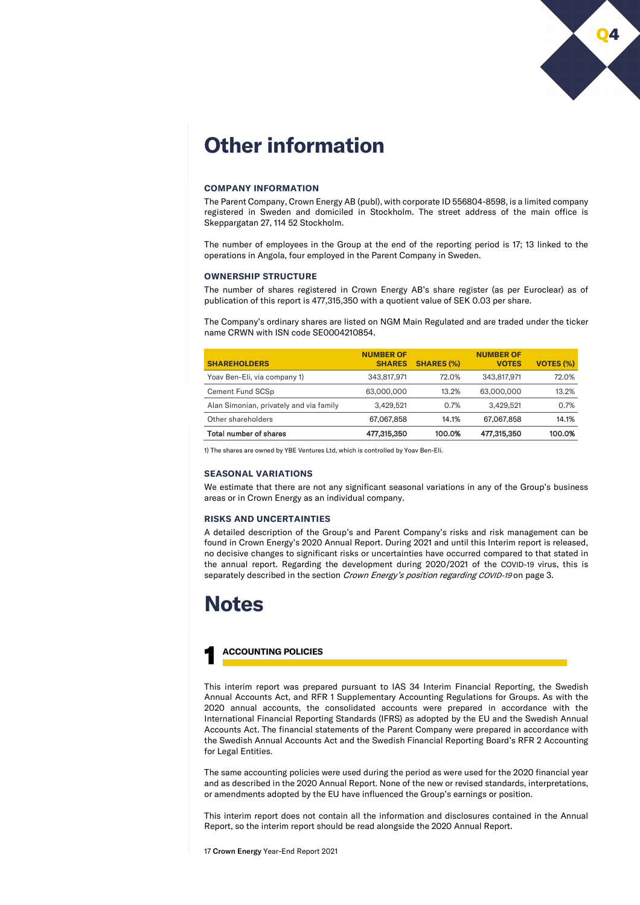# Other information

### COMPANY INFORMATION

The Parent Company, Crown Energy AB (publ), with corporate ID 556804-8598, is a limited company registered in Sweden and domiciled in Stockholm. The street address of the main office is Skeppargatan 27, 114 52 Stockholm.

The number of employees in the Group at the end of the reporting period is 17; 13 linked to the operations in Angola, four employed in the Parent Company in Sweden.

### OWNERSHIP STRUCTURE

The number of shares registered in Crown Energy AB's share register (as per Euroclear) as of publication of this report is 477,315,350 with a quotient value of SEK 0.03 per share.

The Company's ordinary shares are listed on NGM Main Regulated and are traded under the ticker name CRWN with ISN code SE0004210854.

| SHAREHOLDERS | NUMBER OF SHARES | SHARES (%) | NUMBER OF VOTES | VOTES (%) |
|---|---|---|---|---|
| Yoav Ben-Eli, via company 1) | 343,817,971 | 72.0% | 343,817,971 | 72.0% |
| Cement Fund SCSp | 63,000,000 | 13.2% | 63,000,000 | 13.2% |
| Alan Simonian, privately and via family | 3,429,521 | 0.7% | 3,429,521 | 0.7% |
| Other shareholders | 67,067,858 | 14.1% | 67,067,858 | 14.1% |
| **Total number of shares** | **477,315,350** | **100.0%** | **477,315,350** | **100.0%** |

1) The shares are owned by YBE Ventures Ltd, which is controlled by Yoav Ben-Eli.

### SEASONAL VARIATIONS

We estimate that there are not any significant seasonal variations in any of the Group's business areas or in Crown Energy as an individual company.

### RISKS AND UNCERTAINTIES

A detailed description of the Group's and Parent Company's risks and risk management can be found in Crown Energy's 2020 Annual Report. During 2021 and until this Interim report is released, no decisive changes to significant risks or uncertainties have occurred compared to that stated in the annual report. Regarding the development during 2020/2021 of the COVID-19 virus, this is separately described in the section *Crown Energy's position regarding COVID-19* on page 3.

# Notes

## 1 ACCOUNTING POLICIES

This interim report was prepared pursuant to IAS 34 Interim Financial Reporting, the Swedish Annual Accounts Act, and RFR 1 Supplementary Accounting Regulations for Groups. As with the 2020 annual accounts, the consolidated accounts were prepared in accordance with the International Financial Reporting Standards (IFRS) as adopted by the EU and the Swedish Annual Accounts Act. The financial statements of the Parent Company were prepared in accordance with the Swedish Annual Accounts Act and the Swedish Financial Reporting Board's RFR 2 Accounting for Legal Entities.

The same accounting policies were used during the period as were used for the 2020 financial year and as described in the 2020 Annual Report. None of the new or revised standards, interpretations, or amendments adopted by the EU have influenced the Group's earnings or position.

This interim report does not contain all the information and disclosures contained in the Annual Report, so the interim report should be read alongside the 2020 Annual Report.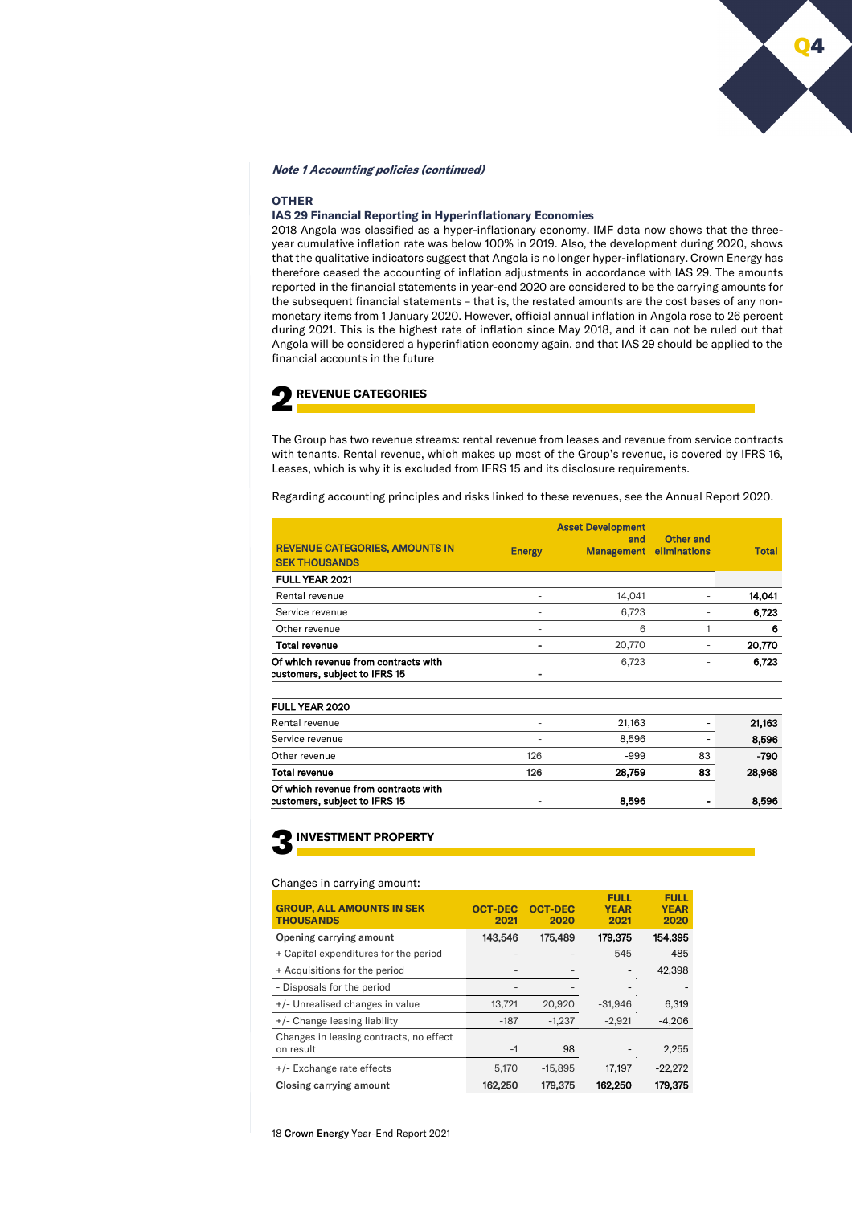*Note 1 Accounting policies (continued)*

### OTHER

#### IAS 29 Financial Reporting in Hyperinflationary Economies

2018 Angola was classified as a hyper-inflationary economy. IMF data now shows that the three-year cumulative inflation rate was below 100% in 2019. Also, the development during 2020, shows that the qualitative indicators suggest that Angola is no longer hyper-inflationary. Crown Energy has therefore ceased the accounting of inflation adjustments in accordance with IAS 29. The amounts reported in the financial statements in year-end 2020 are considered to be the carrying amounts for the subsequent financial statements – that is, the restated amounts are the cost bases of any non-monetary items from 1 January 2020. However, official annual inflation in Angola rose to 26 percent during 2021. This is the highest rate of inflation since May 2018, and it can not be ruled out that Angola will be considered a hyperinflation economy again, and that IAS 29 should be applied to the financial accounts in the future

## 2 REVENUE CATEGORIES

The Group has two revenue streams: rental revenue from leases and revenue from service contracts with tenants. Rental revenue, which makes up most of the Group's revenue, is covered by IFRS 16, Leases, which is why it is excluded from IFRS 15 and its disclosure requirements.

Regarding accounting principles and risks linked to these revenues, see the Annual Report 2020.

| REVENUE CATEGORIES, AMOUNTS IN SEK THOUSANDS | Energy | Asset Development and Management | Other and eliminations | Total |
|---|---|---|---|---|
| **FULL YEAR 2021** | | | | |
| Rental revenue | - | 14,041 | - | **14,041** |
| Service revenue | - | 6,723 | - | **6,723** |
| Other revenue | - | 6 | 1 | **6** |
| **Total revenue** | **-** | 20,770 | - | **20,770** |
| **Of which revenue from contracts with customers, subject to IFRS 15** | **-** | 6,723 | - | **6,723** |
| **FULL YEAR 2020** | | | | |
| Rental revenue | - | 21,163 | - | **21,163** |
| Service revenue | - | 8,596 | - | **8,596** |
| Other revenue | 126 | -999 | 83 | **-790** |
| **Total revenue** | **126** | **28,759** | **83** | **28,968** |
| **Of which revenue from contracts with customers, subject to IFRS 15** | - | **8,596** | **-** | **8,596** |

## 3 INVESTMENT PROPERTY

Changes in carrying amount:

| GROUP, ALL AMOUNTS IN SEK THOUSANDS | OCT-DEC 2021 | OCT-DEC 2020 | FULL YEAR 2021 | FULL YEAR 2020 |
|---|---|---|---|---|
| **Opening carrying amount** | **143,546** | **175,489** | **179,375** | **154,395** |
| + Capital expenditures for the period | - | - | 545 | 485 |
| + Acquisitions for the period | - | - | - | 42,398 |
| - Disposals for the period | - | - | - | - |
| +/- Unrealised changes in value | 13,721 | 20,920 | -31,946 | 6,319 |
| +/- Change leasing liability | -187 | -1,237 | -2,921 | -4,206 |
| Changes in leasing contracts, no effect on result | -1 | 98 | - | 2,255 |
| +/- Exchange rate effects | 5,170 | -15,895 | 17,197 | -22,272 |
| **Closing carrying amount** | **162,250** | **179,375** | **162,250** | **179,375** |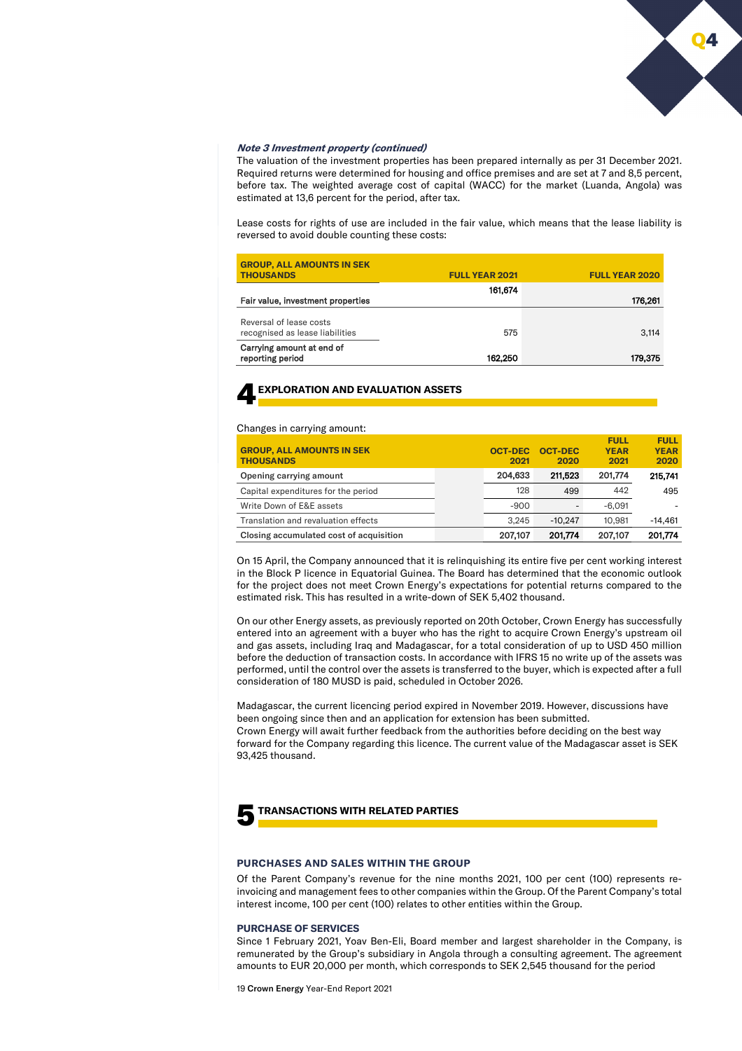***Note 3 Investment property (continued)***

The valuation of the investment properties has been prepared internally as per 31 December 2021. Required returns were determined for housing and office premises and are set at 7 and 8,5 percent, before tax. The weighted average cost of capital (WACC) for the market (Luanda, Angola) was estimated at 13,6 percent for the period, after tax.

Lease costs for rights of use are included in the fair value, which means that the lease liability is reversed to avoid double counting these costs:

| GROUP, ALL AMOUNTS IN SEK THOUSANDS | FULL YEAR 2021 | FULL YEAR 2020 |
|---|---|---|
| Fair value, investment properties | 161,674 | 176,261 |
| Reversal of lease costs recognised as lease liabilities | 575 | 3,114 |
| Carrying amount at end of reporting period | 162,250 | 179,375 |

## 4 EXPLORATION AND EVALUATION ASSETS

Changes in carrying amount:

| GROUP, ALL AMOUNTS IN SEK THOUSANDS | OCT-DEC 2021 | OCT-DEC 2020 | FULL YEAR 2021 | FULL YEAR 2020 |
|---|---|---|---|---|
| Opening carrying amount | 204,633 | 211,523 | 201,774 | 215,741 |
| Capital expenditures for the period | 128 | 499 | 442 | 495 |
| Write Down of E&E assets | -900 | - | -6,091 | - |
| Translation and revaluation effects | 3,245 | -10,247 | 10,981 | -14,461 |
| Closing accumulated cost of acquisition | 207,107 | 201,774 | 207,107 | 201,774 |

On 15 April, the Company announced that it is relinquishing its entire five per cent working interest in the Block P licence in Equatorial Guinea. The Board has determined that the economic outlook for the project does not meet Crown Energy's expectations for potential returns compared to the estimated risk. This has resulted in a write-down of SEK 5,402 thousand.

On our other Energy assets, as previously reported on 20th October, Crown Energy has successfully entered into an agreement with a buyer who has the right to acquire Crown Energy's upstream oil and gas assets, including Iraq and Madagascar, for a total consideration of up to USD 450 million before the deduction of transaction costs. In accordance with IFRS 15 no write up of the assets was performed, until the control over the assets is transferred to the buyer, which is expected after a full consideration of 180 MUSD is paid, scheduled in October 2026.

Madagascar, the current licencing period expired in November 2019. However, discussions have been ongoing since then and an application for extension has been submitted.
Crown Energy will await further feedback from the authorities before deciding on the best way forward for the Company regarding this licence. The current value of the Madagascar asset is SEK 93,425 thousand.

## 5 TRANSACTIONS WITH RELATED PARTIES

### PURCHASES AND SALES WITHIN THE GROUP

Of the Parent Company's revenue for the nine months 2021, 100 per cent (100) represents re-invoicing and management fees to other companies within the Group. Of the Parent Company's total interest income, 100 per cent (100) relates to other entities within the Group.

### PURCHASE OF SERVICES

Since 1 February 2021, Yoav Ben-Eli, Board member and largest shareholder in the Company, is remunerated by the Group's subsidiary in Angola through a consulting agreement. The agreement amounts to EUR 20,000 per month, which corresponds to SEK 2,545 thousand for the period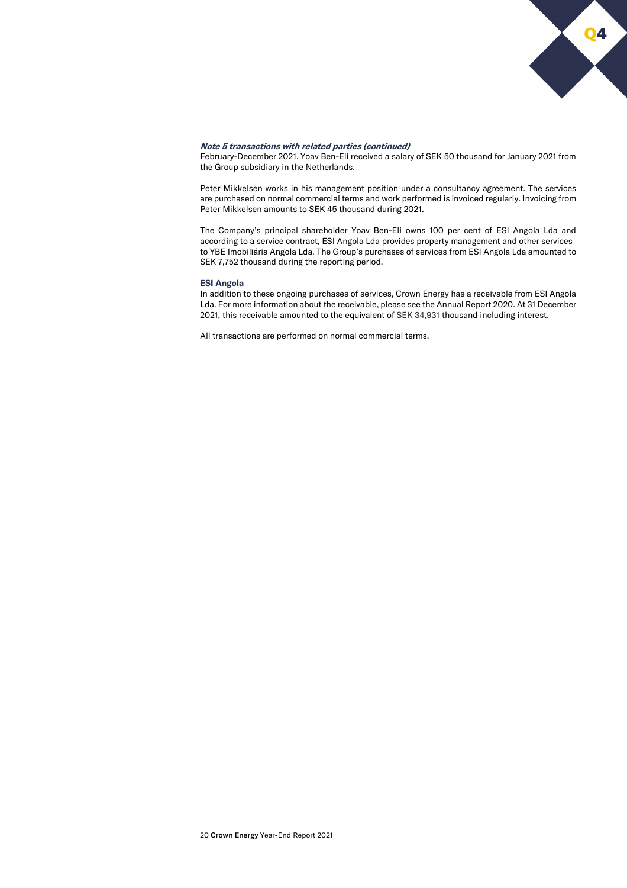***Note 5 transactions with related parties (continued)***

February-December 2021. Yoav Ben-Eli received a salary of SEK 50 thousand for January 2021 from the Group subsidiary in the Netherlands.

Peter Mikkelsen works in his management position under a consultancy agreement. The services are purchased on normal commercial terms and work performed is invoiced regularly. Invoicing from Peter Mikkelsen amounts to SEK 45 thousand during 2021.

The Company's principal shareholder Yoav Ben-Eli owns 100 per cent of ESI Angola Lda and according to a service contract, ESI Angola Lda provides property management and other services to YBE Imobiliária Angola Lda. The Group's purchases of services from ESI Angola Lda amounted to SEK 7,752 thousand during the reporting period.

**ESI Angola**

In addition to these ongoing purchases of services, Crown Energy has a receivable from ESI Angola Lda. For more information about the receivable, please see the Annual Report 2020. At 31 December 2021, this receivable amounted to the equivalent of SEK 34,931 thousand including interest.

All transactions are performed on normal commercial terms.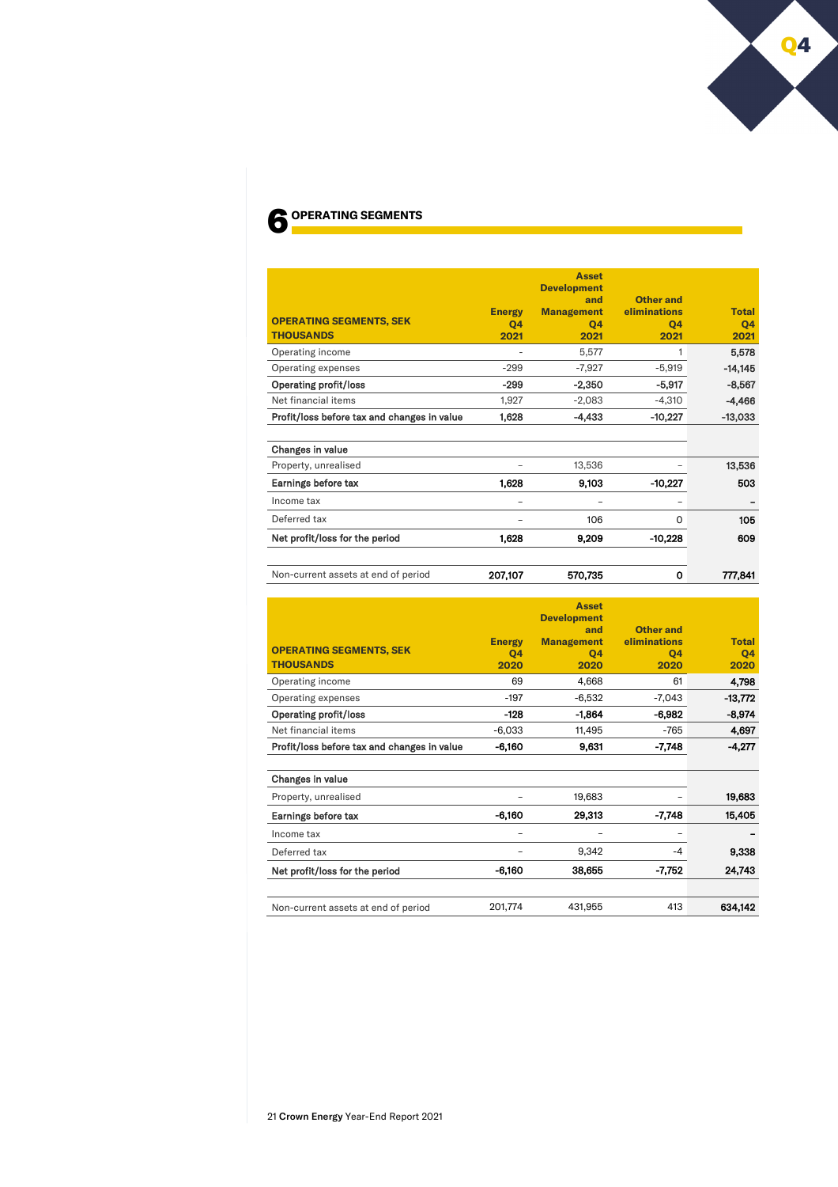## 6 OPERATING SEGMENTS

| OPERATING SEGMENTS, SEK THOUSANDS | Energy Q4 2021 | Asset Development and Management Q4 2021 | Other and eliminations Q4 2021 | Total Q4 2021 |
|---|---|---|---|---|
| Operating income | - | 5,577 | 1 | **5,578** |
| Operating expenses | -299 | -7,927 | -5,919 | **-14,145** |
| **Operating profit/loss** | **-299** | **-2,350** | **-5,917** | **-8,567** |
| Net financial items | 1,927 | -2,083 | -4,310 | **-4,466** |
| **Profit/loss before tax and changes in value** | **1,628** | **-4,433** | **-10,227** | -13,033 |
| | | | | |
| **Changes in value** | | | | |
| Property, unrealised | – | 13,536 | – | **13,536** |
| **Earnings before tax** | **1,628** | **9,103** | **-10,227** | **503** |
| Income tax | – | – | – | **–** |
| Deferred tax | – | 106 | 0 | **105** |
| **Net profit/loss for the period** | **1,628** | **9,209** | **-10,228** | **609** |
| | | | | |
| Non-current assets at end of period | **207,107** | **570,735** | **0** | **777,841** |

| OPERATING SEGMENTS, SEK THOUSANDS | Energy Q4 2020 | Asset Development and Management Q4 2020 | Other and eliminations Q4 2020 | Total Q4 2020 |
|---|---|---|---|---|
| Operating income | 69 | 4,668 | 61 | **4,798** |
| Operating expenses | -197 | -6,532 | -7,043 | **-13,772** |
| **Operating profit/loss** | **-128** | **-1,864** | **-6,982** | **-8,974** |
| Net financial items | -6,033 | 11,495 | -765 | **4,697** |
| **Profit/loss before tax and changes in value** | **-6,160** | **9,631** | **-7,748** | **-4,277** |
| | | | | |
| **Changes in value** | | | | |
| Property, unrealised | – | 19,683 | – | **19,683** |
| **Earnings before tax** | **-6,160** | **29,313** | **-7,748** | **15,405** |
| Income tax | – | – | – | **–** |
| Deferred tax | – | 9,342 | -4 | **9,338** |
| **Net profit/loss for the period** | **-6,160** | **38,655** | **-7,752** | **24,743** |
| | | | | |
| Non-current assets at end of period | 201,774 | 431,955 | 413 | **634,142** |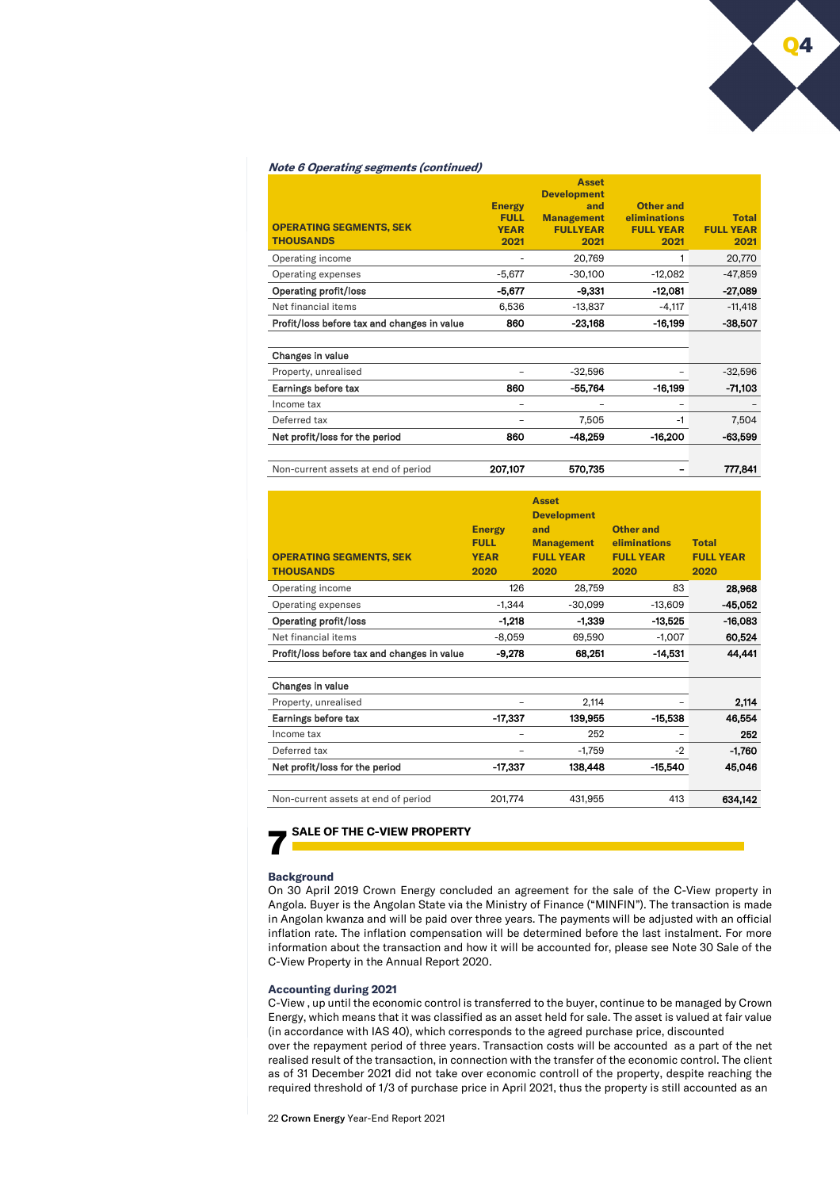*Note 6 Operating segments (continued)*

| OPERATING SEGMENTS, SEK THOUSANDS | Energy FULL YEAR 2021 | Asset Development and Management FULLYEAR 2021 | Other and eliminations FULL YEAR 2021 | Total FULL YEAR 2021 |
|---|---|---|---|---|
| Operating income | - | 20,769 | 1 | 20,770 |
| Operating expenses | -5,677 | -30,100 | -12,082 | -47,859 |
| **Operating profit/loss** | **-5,677** | **-9,331** | **-12,081** | **-27,089** |
| Net financial items | 6,536 | -13,837 | -4,117 | -11,418 |
| **Profit/loss before tax and changes in value** | **860** | **-23,168** | **-16,199** | **-38,507** |
| | | | | |
| **Changes in value** | | | | |
| Property, unrealised | – | -32,596 | – | -32,596 |
| **Earnings before tax** | **860** | **-55,764** | **-16,199** | **-71,103** |
| Income tax | – | – | – | – |
| Deferred tax | – | 7,505 | -1 | 7,504 |
| **Net profit/loss for the period** | **860** | **-48,259** | **-16,200** | **-63,599** |
| | | | | |
| Non-current assets at end of period | **207,107** | **570,735** | **–** | **777,841** |

| OPERATING SEGMENTS, SEK THOUSANDS | Energy FULL YEAR 2020 | Asset Development and Management FULL YEAR 2020 | Other and eliminations FULL YEAR 2020 | Total FULL YEAR 2020 |
|---|---|---|---|---|
| Operating income | 126 | 28,759 | 83 | **28,968** |
| Operating expenses | -1,344 | -30,099 | -13,609 | **-45,052** |
| **Operating profit/loss** | **-1,218** | **-1,339** | **-13,525** | **-16,083** |
| Net financial items | -8,059 | 69,590 | -1,007 | **60,524** |
| **Profit/loss before tax and changes in value** | **-9,278** | **68,251** | **-14,531** | **44,441** |
| | | | | |
| **Changes in value** | | | | |
| Property, unrealised | – | 2,114 | – | **2,114** |
| **Earnings before tax** | **-17,337** | **139,955** | **-15,538** | **46,554** |
| Income tax | – | 252 | – | **252** |
| Deferred tax | – | -1,759 | -2 | **-1,760** |
| **Net profit/loss for the period** | **-17,337** | **138,448** | **-15,540** | **45,046** |
| | | | | |
| Non-current assets at end of period | 201,774 | 431,955 | 413 | **634,142** |

# 7 SALE OF THE C-VIEW PROPERTY

### Background

On 30 April 2019 Crown Energy concluded an agreement for the sale of the C-View property in Angola. Buyer is the Angolan State via the Ministry of Finance ("MINFIN"). The transaction is made in Angolan kwanza and will be paid over three years. The payments will be adjusted with an official inflation rate. The inflation compensation will be determined before the last instalment. For more information about the transaction and how it will be accounted for, please see Note 30 Sale of the C-View Property in the Annual Report 2020.

### Accounting during 2021

C-View , up until the economic control is transferred to the buyer, continue to be managed by Crown Energy, which means that it was classified as an asset held for sale. The asset is valued at fair value (in accordance with IAS 40), which corresponds to the agreed purchase price, discounted over the repayment period of three years. Transaction costs will be accounted as a part of the net realised result of the transaction, in connection with the transfer of the economic control. The client as of 31 December 2021 did not take over economic controll of the property, despite reaching the required threshold of 1/3 of purchase price in April 2021, thus the property is still accounted as an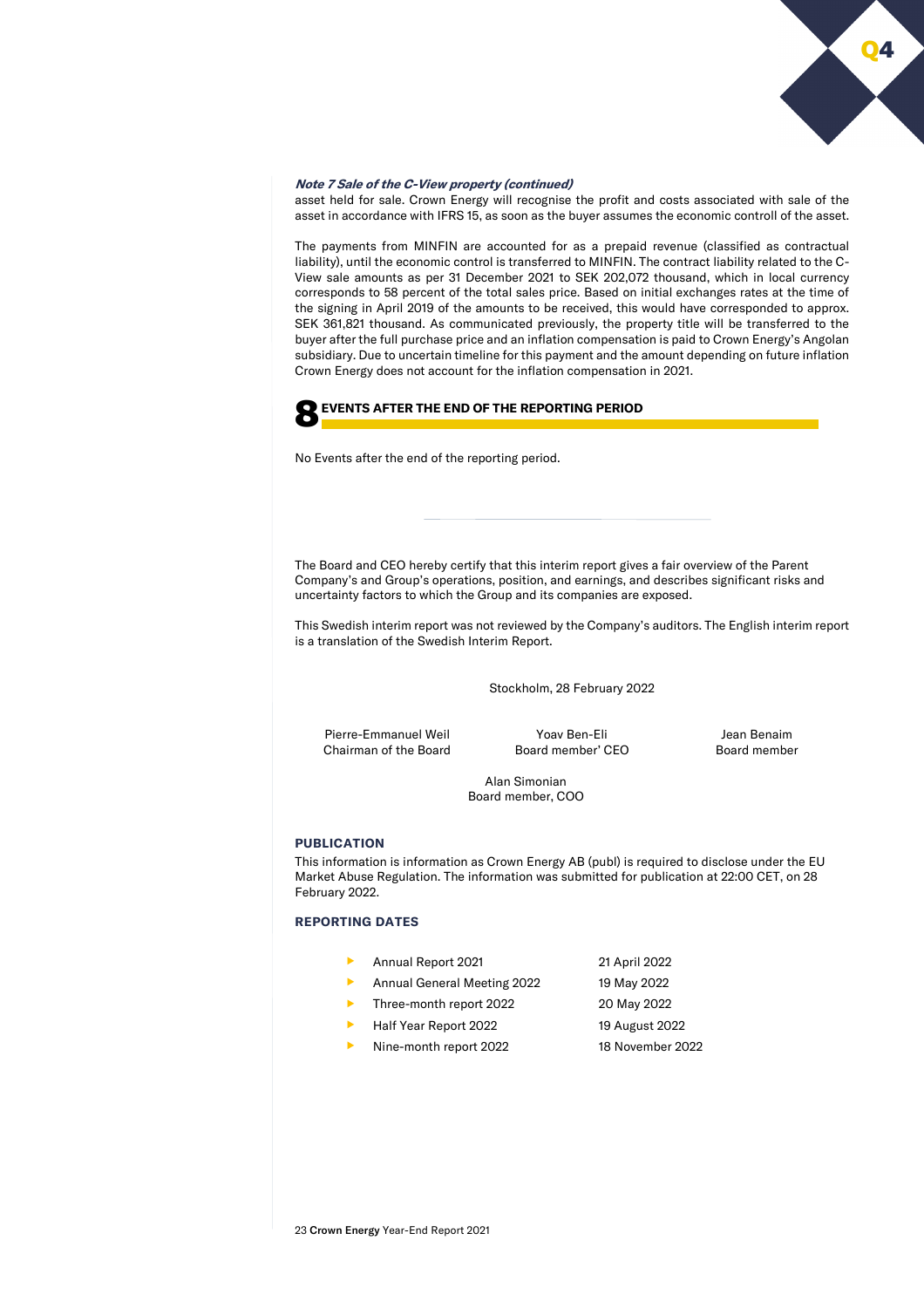***Note 7 Sale of the C-View property (continued)***

asset held for sale. Crown Energy will recognise the profit and costs associated with sale of the asset in accordance with IFRS 15, as soon as the buyer assumes the economic controll of the asset.

The payments from MINFIN are accounted for as a prepaid revenue (classified as contractual liability), until the economic control is transferred to MINFIN. The contract liability related to the C-View sale amounts as per 31 December 2021 to SEK 202,072 thousand, which in local currency corresponds to 58 percent of the total sales price. Based on initial exchanges rates at the time of the signing in April 2019 of the amounts to be received, this would have corresponded to approx. SEK 361,821 thousand. As communicated previously, the property title will be transferred to the buyer after the full purchase price and an inflation compensation is paid to Crown Energy's Angolan subsidiary. Due to uncertain timeline for this payment and the amount depending on future inflation Crown Energy does not account for the inflation compensation in 2021.

## 8 EVENTS AFTER THE END OF THE REPORTING PERIOD

No Events after the end of the reporting period.

---

The Board and CEO hereby certify that this interim report gives a fair overview of the Parent Company's and Group's operations, position, and earnings, and describes significant risks and uncertainty factors to which the Group and its companies are exposed.

This Swedish interim report was not reviewed by the Company's auditors. The English interim report is a translation of the Swedish Interim Report.

Stockholm, 28 February 2022

Pierre-Emmanuel Weil
Chairman of the Board

Yoav Ben-Eli
Board member' CEO

Jean Benaim
Board member

Alan Simonian
Board member, COO

### PUBLICATION

This information is information as Crown Energy AB (publ) is required to disclose under the EU Market Abuse Regulation. The information was submitted for publication at 22:00 CET, on 28 February 2022.

### REPORTING DATES

| | |
|---|---|
| Annual Report 2021 | 21 April 2022 |
| Annual General Meeting 2022 | 19 May 2022 |
| Three-month report 2022 | 20 May 2022 |
| Half Year Report 2022 | 19 August 2022 |
| Nine-month report 2022 | 18 November 2022 |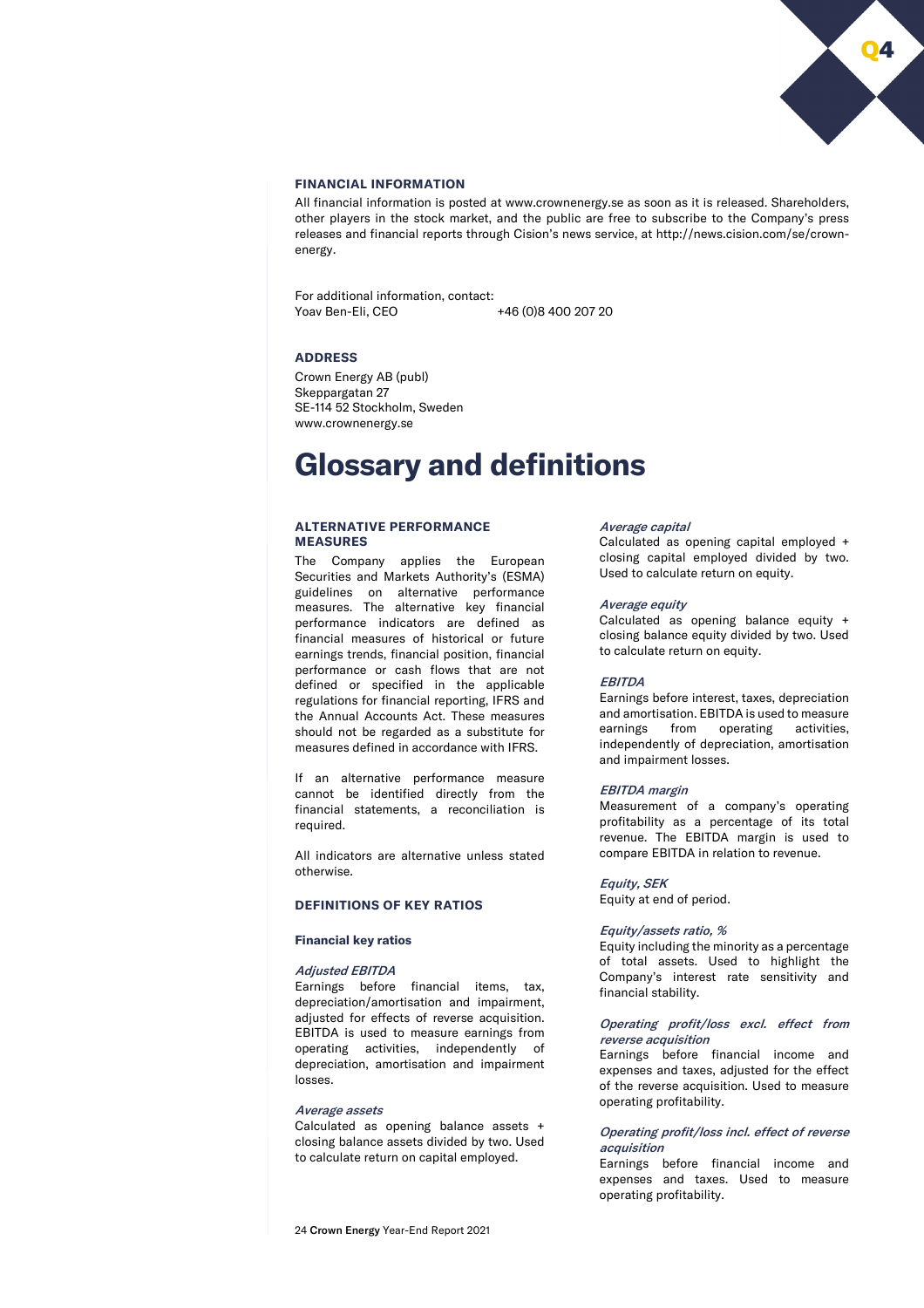## FINANCIAL INFORMATION

All financial information is posted at www.crownenergy.se as soon as it is released. Shareholders, other players in the stock market, and the public are free to subscribe to the Company's press releases and financial reports through Cision's news service, at http://news.cision.com/se/crown-energy.

For additional information, contact:
Yoav Ben-Eli, CEO +46 (0)8 400 207 20

## ADDRESS

Crown Energy AB (publ)
Skeppargatan 27
SE-114 52 Stockholm, Sweden
www.crownenergy.se

# Glossary and definitions

## ALTERNATIVE PERFORMANCE MEASURES

The Company applies the European Securities and Markets Authority's (ESMA) guidelines on alternative performance measures. The alternative key financial performance indicators are defined as financial measures of historical or future earnings trends, financial position, financial performance or cash flows that are not defined or specified in the applicable regulations for financial reporting, IFRS and the Annual Accounts Act. These measures should not be regarded as a substitute for measures defined in accordance with IFRS.

If an alternative performance measure cannot be identified directly from the financial statements, a reconciliation is required.

All indicators are alternative unless stated otherwise.

## DEFINITIONS OF KEY RATIOS

### Financial key ratios

*Adjusted EBITDA*
Earnings before financial items, tax, depreciation/amortisation and impairment, adjusted for effects of reverse acquisition. EBITDA is used to measure earnings from operating activities, independently of depreciation, amortisation and impairment losses.

*Average assets*
Calculated as opening balance assets + closing balance assets divided by two. Used to calculate return on capital employed.

*Average capital*
Calculated as opening capital employed + closing capital employed divided by two. Used to calculate return on equity.

*Average equity*
Calculated as opening balance equity + closing balance equity divided by two. Used to calculate return on equity.

*EBITDA*
Earnings before interest, taxes, depreciation and amortisation. EBITDA is used to measure earnings from operating activities, independently of depreciation, amortisation and impairment losses.

*EBITDA margin*
Measurement of a company's operating profitability as a percentage of its total revenue. The EBITDA margin is used to compare EBITDA in relation to revenue.

*Equity, SEK*
Equity at end of period.

*Equity/assets ratio, %*
Equity including the minority as a percentage of total assets. Used to highlight the Company's interest rate sensitivity and financial stability.

*Operating profit/loss excl. effect from reverse acquisition*
Earnings before financial income and expenses and taxes, adjusted for the effect of the reverse acquisition. Used to measure operating profitability.

*Operating profit/loss incl. effect of reverse acquisition*
Earnings before financial income and expenses and taxes. Used to measure operating profitability.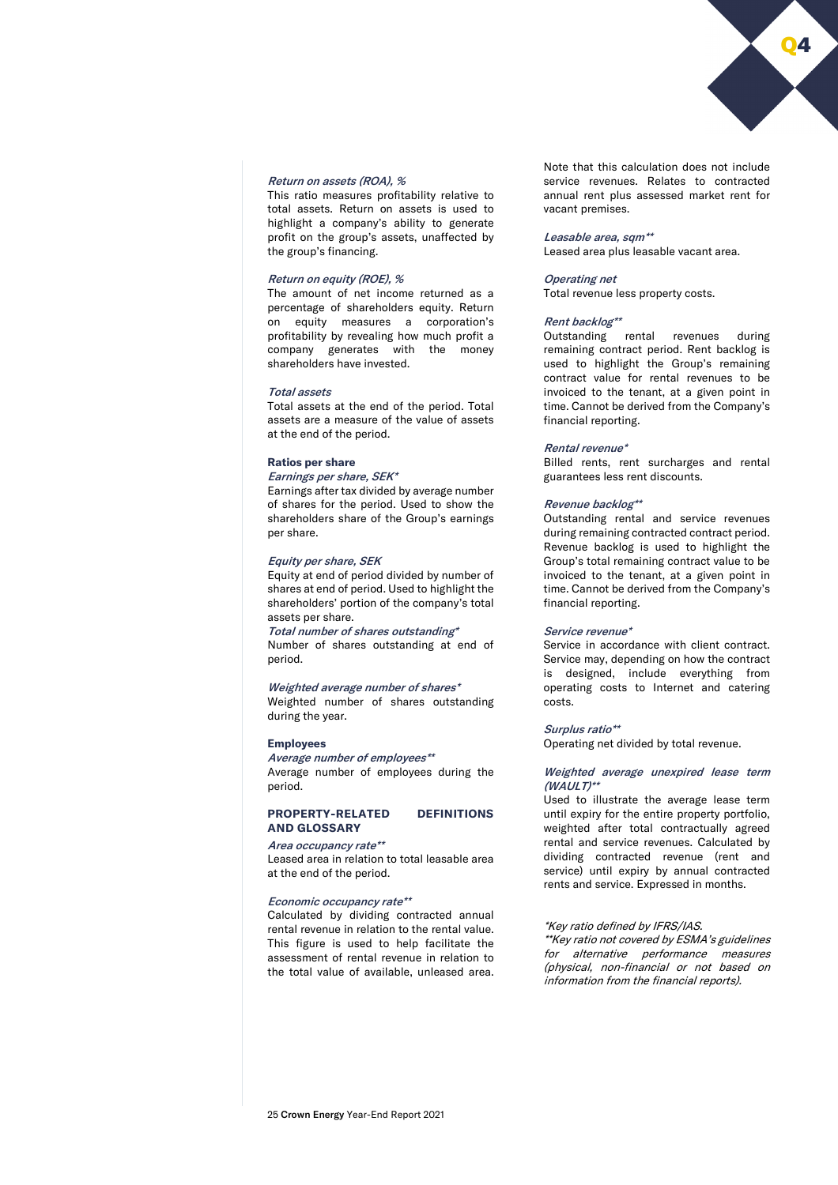***Return on assets (ROA), %***
This ratio measures profitability relative to total assets. Return on assets is used to highlight a company's ability to generate profit on the group's assets, unaffected by the group's financing.

***Return on equity (ROE), %***
The amount of net income returned as a percentage of shareholders equity. Return on equity measures a corporation's profitability by revealing how much profit a company generates with the money shareholders have invested.

***Total assets***
Total assets at the end of the period. Total assets are a measure of the value of assets at the end of the period.

**Ratios per share**

***Earnings per share, SEK****
Earnings after tax divided by average number of shares for the period. Used to show the shareholders share of the Group's earnings per share.

***Equity per share, SEK***
Equity at end of period divided by number of shares at end of period. Used to highlight the shareholders' portion of the company's total assets per share.

***Total number of shares outstanding****
Number of shares outstanding at end of period.

***Weighted average number of shares****
Weighted number of shares outstanding during the year.

**Employees**

***Average number of employees*****
Average number of employees during the period.

## PROPERTY-RELATED DEFINITIONS AND GLOSSARY

***Area occupancy rate*****
Leased area in relation to total leasable area at the end of the period.

***Economic occupancy rate*****
Calculated by dividing contracted annual rental revenue in relation to the rental value. This figure is used to help facilitate the assessment of rental revenue in relation to the total value of available, unleased area. Note that this calculation does not include service revenues. Relates to contracted annual rent plus assessed market rent for vacant premises.

***Leasable area, sqm*****
Leased area plus leasable vacant area.

***Operating net***
Total revenue less property costs.

***Rent backlog*****
Outstanding rental revenues during remaining contract period. Rent backlog is used to highlight the Group's remaining contract value for rental revenues to be invoiced to the tenant, at a given point in time. Cannot be derived from the Company's financial reporting.

***Rental revenue****
Billed rents, rent surcharges and rental guarantees less rent discounts.

***Revenue backlog*****
Outstanding rental and service revenues during remaining contracted contract period. Revenue backlog is used to highlight the Group's total remaining contract value to be invoiced to the tenant, at a given point in time. Cannot be derived from the Company's financial reporting.

***Service revenue****
Service in accordance with client contract. Service may, depending on how the contract is designed, include everything from operating costs to Internet and catering costs.

***Surplus ratio*****
Operating net divided by total revenue.

***Weighted average unexpired lease term (WAULT)*****
Used to illustrate the average lease term until expiry for the entire property portfolio, weighted after total contractually agreed rental and service revenues. Calculated by dividing contracted revenue (rent and service) until expiry by annual contracted rents and service. Expressed in months.

*\*Key ratio defined by IFRS/IAS.*
*\*\*Key ratio not covered by ESMA's guidelines for alternative performance measures (physical, non-financial or not based on information from the financial reports).*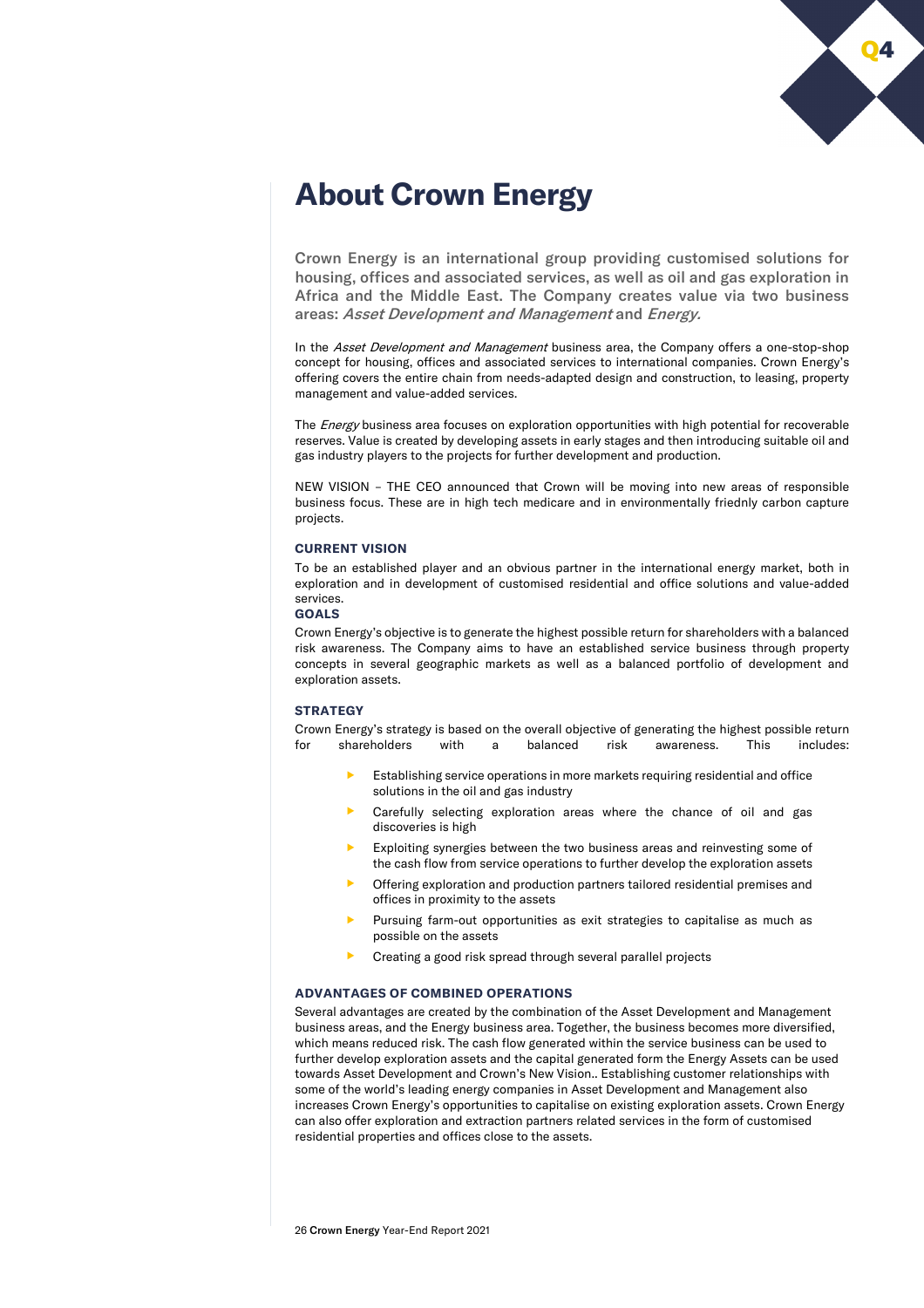# About Crown Energy

**Crown Energy is an international group providing customised solutions for housing, offices and associated services, as well as oil and gas exploration in Africa and the Middle East. The Company creates value via two business areas: *Asset Development and Management* and *Energy.***

In the *Asset Development and Management* business area, the Company offers a one-stop-shop concept for housing, offices and associated services to international companies. Crown Energy's offering covers the entire chain from needs-adapted design and construction, to leasing, property management and value-added services.

The *Energy* business area focuses on exploration opportunities with high potential for recoverable reserves. Value is created by developing assets in early stages and then introducing suitable oil and gas industry players to the projects for further development and production.

NEW VISION – THE CEO announced that Crown will be moving into new areas of responsible business focus. These are in high tech medicare and in environmentally friednly carbon capture projects.

### CURRENT VISION

To be an established player and an obvious partner in the international energy market, both in exploration and in development of customised residential and office solutions and value-added services.

### GOALS

Crown Energy's objective is to generate the highest possible return for shareholders with a balanced risk awareness. The Company aims to have an established service business through property concepts in several geographic markets as well as a balanced portfolio of development and exploration assets.

### STRATEGY

Crown Energy's strategy is based on the overall objective of generating the highest possible return for shareholders with a balanced risk awareness. This includes:

- Establishing service operations in more markets requiring residential and office solutions in the oil and gas industry
- Carefully selecting exploration areas where the chance of oil and gas discoveries is high
- Exploiting synergies between the two business areas and reinvesting some of the cash flow from service operations to further develop the exploration assets
- Offering exploration and production partners tailored residential premises and offices in proximity to the assets
- Pursuing farm-out opportunities as exit strategies to capitalise as much as possible on the assets
- Creating a good risk spread through several parallel projects

### ADVANTAGES OF COMBINED OPERATIONS

Several advantages are created by the combination of the Asset Development and Management business areas, and the Energy business area. Together, the business becomes more diversified, which means reduced risk. The cash flow generated within the service business can be used to further develop exploration assets and the capital generated form the Energy Assets can be used towards Asset Development and Crown's New Vision.. Establishing customer relationships with some of the world's leading energy companies in Asset Development and Management also increases Crown Energy's opportunities to capitalise on existing exploration assets. Crown Energy can also offer exploration and extraction partners related services in the form of customised residential properties and offices close to the assets.